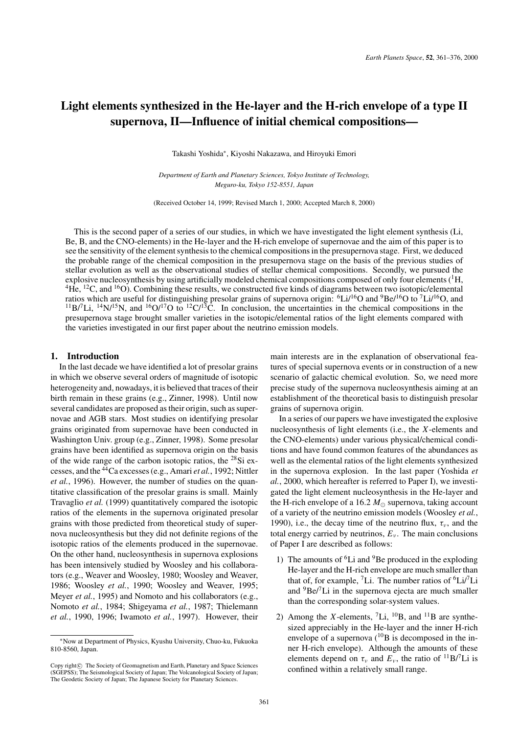# Light elements synthesized in the He-layer and the H-rich envelope of a type II supernova, II—Influence of initial chemical compositions—

Takashi Yoshida*, Kiyoshi Nakazawa, and Hiroyuki Emori

*Department of Earth and Planetary Sciences, Tokyo Institute of Technology, Meguro-ku, Tokyo 152-8551, Japan*

(Received October 14, 1999; Revised March 1, 2000; Accepted March 8, 2000)

This is the second paper of a series of our studies, in which we have investigated the light element synthesis (Li, Be, B, and the CNO-elements) in the He-layer and the H-rich envelope of supernovae and the aim of this paper is to see the sensitivity of the element synthesis to the chemical compositions in the presupernova stage. First, we deduced the probable range of the chemical composition in the presupernova stage on the basis of the previous studies of stellar evolution as well as the observational studies of stellar chemical compositions. Secondly, we pursued the explosive nucleosynthesis by using artificially modeled chemical compositions composed of only four elements ($^{1}$H, $^{4}$He, $^{12}$C, and $^{16}$O). Combining these results, we constructed five kinds of diagrams between two isotopic/elemental ratios which are useful for distinguishing presolar grains of supernova origin: $^{6}$Li/$^{16}$O and $^{9}$Be/$^{16}$O to $^{7}$Li/$^{16}$O, and $^{11}$B/$^{7}$Li, $^{14}$N/$^{15}$N, and $^{16}$O/$^{17}$O to $^{12}$C/$^{13}$C. In conclusion, the uncertainties in the chemical compositions in the presupernova stage brought smaller varieties in the isotopic/elemental ratios of the light elements compared with the varieties investigated in our first paper about the neutrino emission models.

## 1. Introduction

In the last decade we have identified a lot of presolar grains in which we observe several orders of magnitude of isotopic heterogeneity and, nowadays, it is believed that traces of their birth remain in these grains (e.g., Zinner, 1998). Until now several candidates are proposed as their origin, such as supernovae and AGB stars. Most studies on identifying presolar grains originated from supernovae have been conducted in Washington Univ. group (e.g., Zinner, 1998). Some presolar grains have been identified as supernova origin on the basis of the wide range of the carbon isotopic ratios, the $^{28}$Si excesses, and the $^{44}$Ca excesses (e.g., Amari *et al.*, 1992; Nittler *et al.*, 1996). However, the number of studies on the quantitative classification of the presolar grains is small. Mainly Travaglio *et al.* (1999) quantitatively compared the isotopic ratios of the elements in the supernova originated presolar grains with those predicted from theoretical study of supernova nucleosynthesis but they did not definite regions of the isotopic ratios of the elements produced in the supernovae. On the other hand, nucleosynthesis in supernova explosions has been intensively studied by Woosley and his collaborators (e.g., Weaver and Woosley, 1980; Woosley and Weaver, 1986; Woosley *et al.*, 1990; Woosley and Weaver, 1995; Meyer *et al.*, 1995) and Nomoto and his collaborators (e.g., Nomoto *et al.*, 1984; Shigeyama *et al.*, 1987; Thielemann *et al.*, 1990, 1996; Iwamoto *et al.*, 1997). However, their main interests are in the explanation of observational features of special supernova events or in construction of a new scenario of galactic chemical evolution. So, we need more precise study of the supernova nucleosynthesis aiming at an establishment of the theoretical basis to distinguish presolar grains of supernova origin.

In a series of our papers we have investigated the explosive nucleosynthesis of light elements (i.e., the $X$-elements and the CNO-elements) under various physical/chemical conditions and have found common features of the abundances as well as the elemental ratios of the light elements synthesized in the supernova explosion. In the last paper (Yoshida *et al.*, 2000, which hereafter is referred to Paper I), we investigated the light element nucleosynthesis in the He-layer and the H-rich envelope of a 16.2 $M_\odot$ supernova, taking account of a variety of the neutrino emission models (Woosley *et al.*, 1990), i.e., the decay time of the neutrino flux, $\tau_\nu$, and the total energy carried by neutrinos, $E_\nu$. The main conclusions of Paper I are described as follows:

1) The amounts of $^{6}$Li and $^{9}$Be produced in the exploding He-layer and the H-rich envelope are much smaller than that of, for example, $^{7}$Li. The number ratios of $^{6}$Li/$^{7}$Li and $^{9}$Be/$^{7}$Li in the supernova ejecta are much smaller than the corresponding solar-system values.

2) Among the $X$-elements, $^{7}$Li, $^{10}$B, and $^{11}$B are synthesized appreciably in the He-layer and the inner H-rich envelope of a supernova ($^{10}$B is decomposed in the inner H-rich envelope). Although the amounts of these elements depend on $\tau_\nu$ and $E_\nu$, the ratio of $^{11}$B/$^{7}$Li is confined within a relatively small range.

*Now at Department of Physics, Kyushu University, Chuo-ku, Fukuoka 810-8560, Japan.

Copy right© The Society of Geomagnetism and Earth, Planetary and Space Sciences (SGEPSS); The Seismological Society of Japan; The Volcanological Society of Japan; The Geodetic Society of Japan; The Japanese Society for Planetary Sciences.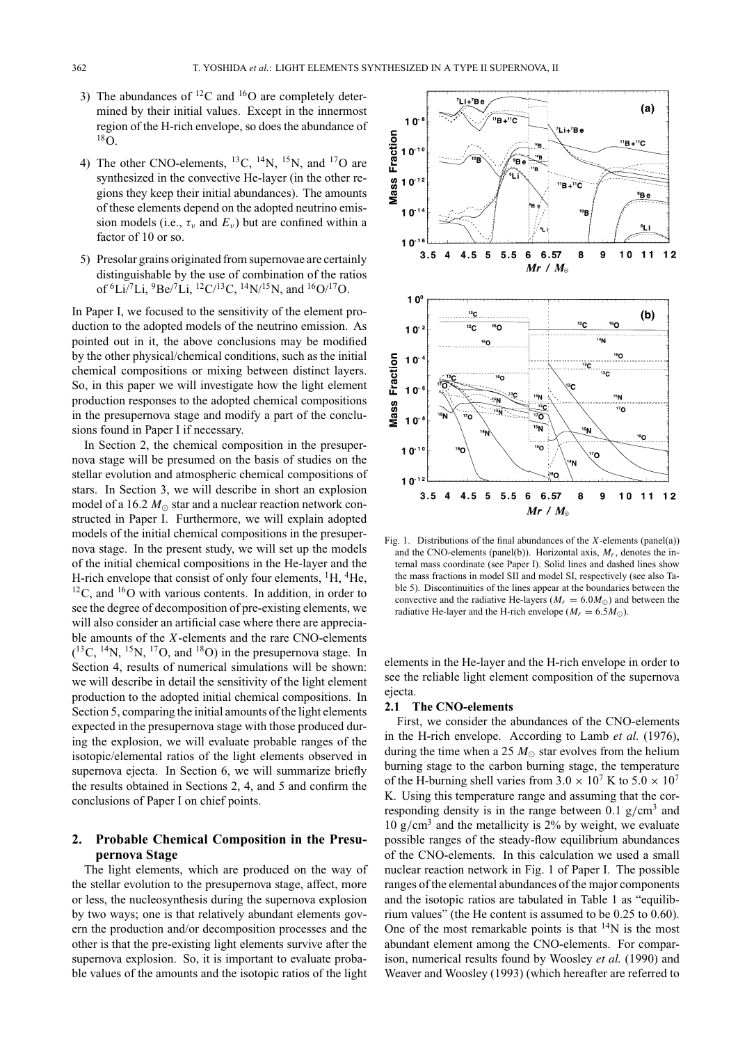3) The abundances of $^{12}$C and $^{16}$O are completely determined by their initial values. Except in the innermost region of the H-rich envelope, so does the abundance of $^{18}$O.

4) The other CNO-elements, $^{13}$C, $^{14}$N, $^{15}$N, and $^{17}$O are synthesized in the convective He-layer (in the other regions they keep their initial abundances). The amounts of these elements depend on the adopted neutrino emission models (i.e., $\tau_\nu$ and $E_\nu$) but are confined within a factor of 10 or so.

5) Presolar grains originated from supernovae are certainly distinguishable by the use of combination of the ratios of $^6$Li/$^7$Li, $^9$Be/$^7$Li, $^{12}$C/$^{13}$C, $^{14}$N/$^{15}$N, and $^{16}$O/$^{17}$O.

In Paper I, we focused to the sensitivity of the element production to the adopted models of the neutrino emission. As pointed out in it, the above conclusions may be modified by the other physical/chemical conditions, such as the initial chemical compositions or mixing between distinct layers. So, in this paper we will investigate how the light element production responses to the adopted chemical compositions in the presupernova stage and modify a part of the conclusions found in Paper I if necessary.

In Section 2, the chemical composition in the presupernova stage will be presumed on the basis of studies on the stellar evolution and atmospheric chemical compositions of stars. In Section 3, we will describe in short an explosion model of a 16.2 $M_\odot$ star and a nuclear reaction network constructed in Paper I. Furthermore, we will explain adopted models of the initial chemical compositions in the presupernova stage. In the present study, we will set up the models of the initial chemical compositions in the He-layer and the H-rich envelope that consist of only four elements, $^1$H, $^4$He, $^{12}$C, and $^{16}$O with various contents. In addition, in order to see the degree of decomposition of pre-existing elements, we will also consider an artificial case where there are appreciable amounts of the $X$-elements and the rare CNO-elements ($^{13}$C, $^{14}$N, $^{15}$N, $^{17}$O, and $^{18}$O) in the presupernova stage. In Section 4, results of numerical simulations will be shown: we will describe in detail the sensitivity of the light element production to the adopted initial chemical compositions. In Section 5, comparing the initial amounts of the light elements expected in the presupernova stage with those produced during the explosion, we will evaluate probable ranges of the isotopic/elemental ratios of the light elements observed in supernova ejecta. In Section 6, we will summarize briefly the results obtained in Sections 2, 4, and 5 and confirm the conclusions of Paper I on chief points.

## 2. Probable Chemical Composition in the Presupernova Stage

The light elements, which are produced on the way of the stellar evolution to the presupernova stage, affect, more or less, the nucleosynthesis during the supernova explosion by two ways; one is that relatively abundant elements govern the production and/or decomposition processes and the other is that the pre-existing light elements survive after the supernova explosion. So, it is important to evaluate probable values of the amounts and the isotopic ratios of the light elements in the He-layer and the H-rich envelope in order to see the reliable light element composition of the supernova ejecta.

Fig. 1. Distributions of the final abundances of the $X$-elements (panel(a)) and the CNO-elements (panel(b)). Horizontal axis, $M_r$, denotes the internal mass coordinate (see Paper I). Solid lines and dashed lines show the mass fractions in model SII and model SI, respectively (see also Table 5). Discontinuities of the lines appear at the boundaries between the convective and the radiative He-layers ($M_r = 6.0 M_\odot$) and between the radiative He-layer and the H-rich envelope ($M_r = 6.5 M_\odot$).

### 2.1 The CNO-elements

First, we consider the abundances of the CNO-elements in the H-rich envelope. According to Lamb *et al.* (1976), during the time when a 25 $M_\odot$ star evolves from the helium burning stage to the carbon burning stage, the temperature of the H-burning shell varies from $3.0 \times 10^7$ K to $5.0 \times 10^7$ K. Using this temperature range and assuming that the corresponding density is in the range between 0.1 g/cm$^3$ and 10 g/cm$^3$ and the metallicity is 2% by weight, we evaluate possible ranges of the steady-flow equilibrium abundances of the CNO-elements. In this calculation we used a small nuclear reaction network in Fig. 1 of Paper I. The possible ranges of the elemental abundances of the major components and the isotopic ratios are tabulated in Table 1 as "equilibrium values" (the He content is assumed to be 0.25 to 0.60). One of the most remarkable points is that $^{14}$N is the most abundant element among the CNO-elements. For comparison, numerical results found by Woosley *et al.* (1990) and Weaver and Woosley (1993) (which hereafter are referred to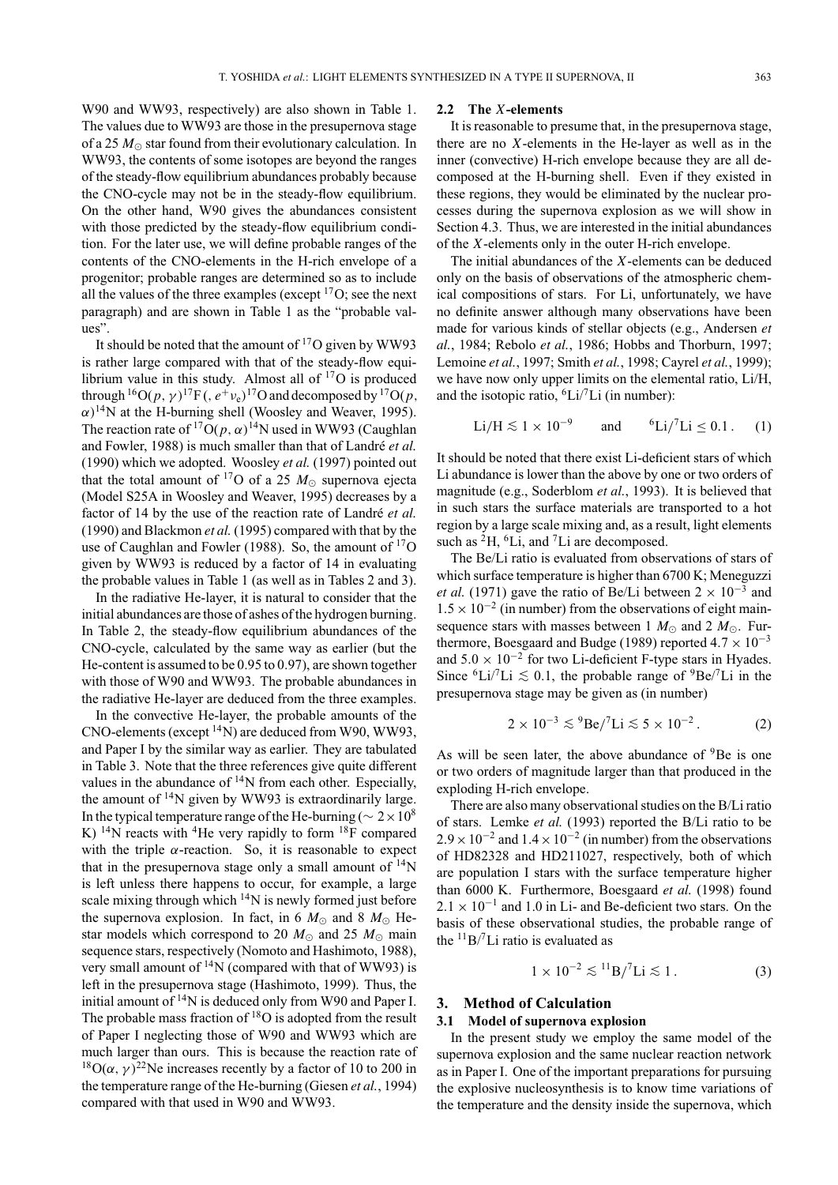W90 and WW93, respectively) are also shown in Table 1. The values due to WW93 are those in the presupernova stage of a 25 $M_\odot$ star found from their evolutionary calculation. In WW93, the contents of some isotopes are beyond the ranges of the steady-flow equilibrium abundances probably because the CNO-cycle may not be in the steady-flow equilibrium. On the other hand, W90 gives the abundances consistent with those predicted by the steady-flow equilibrium condition. For the later use, we will define probable ranges of the contents of the CNO-elements in the H-rich envelope of a progenitor; probable ranges are determined so as to include all the values of the three examples (except $^{17}$O; see the next paragraph) and are shown in Table 1 as the "probable values".

It should be noted that the amount of $^{17}$O given by WW93 is rather large compared with that of the steady-flow equilibrium value in this study. Almost all of $^{17}$O is produced through $^{16}$O$(p,\gamma)^{17}$F$(,e^+\nu_e)^{17}$O and decomposed by $^{17}$O$(p,\alpha)^{14}$N at the H-burning shell (Woosley and Weaver, 1995). The reaction rate of $^{17}$O$(p,\alpha)^{14}$N used in WW93 (Caughlan and Fowler, 1988) is much smaller than that of Landré *et al.* (1990) which we adopted. Woosley *et al.* (1997) pointed out that the total amount of $^{17}$O of a 25 $M_\odot$ supernova ejecta (Model S25A in Woosley and Weaver, 1995) decreases by a factor of 14 by the use of the reaction rate of Landré *et al.* (1990) and Blackmon *et al.* (1995) compared with that by the use of Caughlan and Fowler (1988). So, the amount of $^{17}$O given by WW93 is reduced by a factor of 14 in evaluating the probable values in Table 1 (as well as in Tables 2 and 3).

In the radiative He-layer, it is natural to consider that the initial abundances are those of ashes of the hydrogen burning. In Table 2, the steady-flow equilibrium abundances of the CNO-cycle, calculated by the same way as earlier (but the He-content is assumed to be 0.95 to 0.97), are shown together with those of W90 and WW93. The probable abundances in the radiative He-layer are deduced from the three examples.

In the convective He-layer, the probable amounts of the CNO-elements (except $^{14}$N) are deduced from W90, WW93, and Paper I by the similar way as earlier. They are tabulated in Table 3. Note that the three references give quite different values in the abundance of $^{14}$N from each other. Especially, the amount of $^{14}$N given by WW93 is extraordinarily large. In the typical temperature range of the He-burning ($\sim 2\times10^8$ K) $^{14}$N reacts with $^4$He very rapidly to form $^{18}$F compared with the triple $\alpha$-reaction. So, it is reasonable to expect that in the presupernova stage only a small amount of $^{14}$N is left unless there happens to occur, for example, a large scale mixing through which $^{14}$N is newly formed just before the supernova explosion. In fact, in 6 $M_\odot$ and 8 $M_\odot$ He-star models which correspond to 20 $M_\odot$ and 25 $M_\odot$ main sequence stars, respectively (Nomoto and Hashimoto, 1988), very small amount of $^{14}$N (compared with that of WW93) is left in the presupernova stage (Hashimoto, 1999). Thus, the initial amount of $^{14}$N is deduced only from W90 and Paper I. The probable mass fraction of $^{18}$O is adopted from the result of Paper I neglecting those of W90 and WW93 which are much larger than ours. This is because the reaction rate of $^{18}$O$(\alpha,\gamma)^{22}$Ne increases recently by a factor of 10 to 200 in the temperature range of the He-burning (Giesen *et al.*, 1994) compared with that used in W90 and WW93.

### 2.2 The *X*-elements

It is reasonable to presume that, in the presupernova stage, there are no *X*-elements in the He-layer as well as in the inner (convective) H-rich envelope because they are all decomposed at the H-burning shell. Even if they existed in these regions, they would be eliminated by the nuclear processes during the supernova explosion as we will show in Section 4.3. Thus, we are interested in the initial abundances of the *X*-elements only in the outer H-rich envelope.

The initial abundances of the *X*-elements can be deduced only on the basis of observations of the atmospheric chemical compositions of stars. For Li, unfortunately, we have no definite answer although many observations have been made for various kinds of stellar objects (e.g., Andersen *et al.*, 1984; Rebolo *et al.*, 1986; Hobbs and Thorburn, 1997; Lemoine *et al.*, 1997; Smith *et al.*, 1998; Cayrel *et al.*, 1999); we have now only upper limits on the elemental ratio, Li/H, and the isotopic ratio, $^6$Li/$^7$Li (in number):

$$\mathrm{Li/H} \lesssim 1\times10^{-9} \qquad \text{and} \qquad {}^6\mathrm{Li}/{}^7\mathrm{Li} \le 0.1\,. \tag{1}$$

It should be noted that there exist Li-deficient stars of which Li abundance is lower than the above by one or two orders of magnitude (e.g., Soderblom *et al.*, 1993). It is believed that in such stars the surface materials are transported to a hot region by a large scale mixing and, as a result, light elements such as $^2$H, $^6$Li, and $^7$Li are decomposed.

The Be/Li ratio is evaluated from observations of stars of which surface temperature is higher than 6700 K; Meneguzzi *et al.* (1971) gave the ratio of Be/Li between $2\times10^{-3}$ and $1.5\times10^{-2}$ (in number) from the observations of eight main-sequence stars with masses between 1 $M_\odot$ and 2 $M_\odot$. Furthermore, Boesgaard and Budge (1989) reported $4.7\times10^{-3}$ and $5.0\times10^{-2}$ for two Li-deficient F-type stars in Hyades. Since $^6$Li/$^7$Li $\lesssim 0.1$, the probable range of $^9$Be/$^7$Li in the presupernova stage may be given as (in number)

$$2\times10^{-3} \lesssim {}^9\mathrm{Be}/{}^7\mathrm{Li} \lesssim 5\times10^{-2}\,. \tag{2}$$

As will be seen later, the above abundance of $^9$Be is one or two orders of magnitude larger than that produced in the exploding H-rich envelope.

There are also many observational studies on the B/Li ratio of stars. Lemke *et al.* (1993) reported the B/Li ratio to be $2.9\times10^{-2}$ and $1.4\times10^{-2}$ (in number) from the observations of HD82328 and HD211027, respectively, both of which are population I stars with the surface temperature higher than 6000 K. Furthermore, Boesgaard *et al.* (1998) found $2.1\times10^{-1}$ and 1.0 in Li- and Be-deficient two stars. On the basis of these observational studies, the probable range of the $^{11}$B/$^7$Li ratio is evaluated as

$$1\times10^{-2} \lesssim {}^{11}\mathrm{B}/{}^7\mathrm{Li} \lesssim 1\,. \tag{3}$$

## 3. Method of Calculation

### 3.1 Model of supernova explosion

In the present study we employ the same model of the supernova explosion and the same nuclear reaction network as in Paper I. One of the important preparations for pursuing the explosive nucleosynthesis is to know time variations of the temperature and the density inside the supernova, which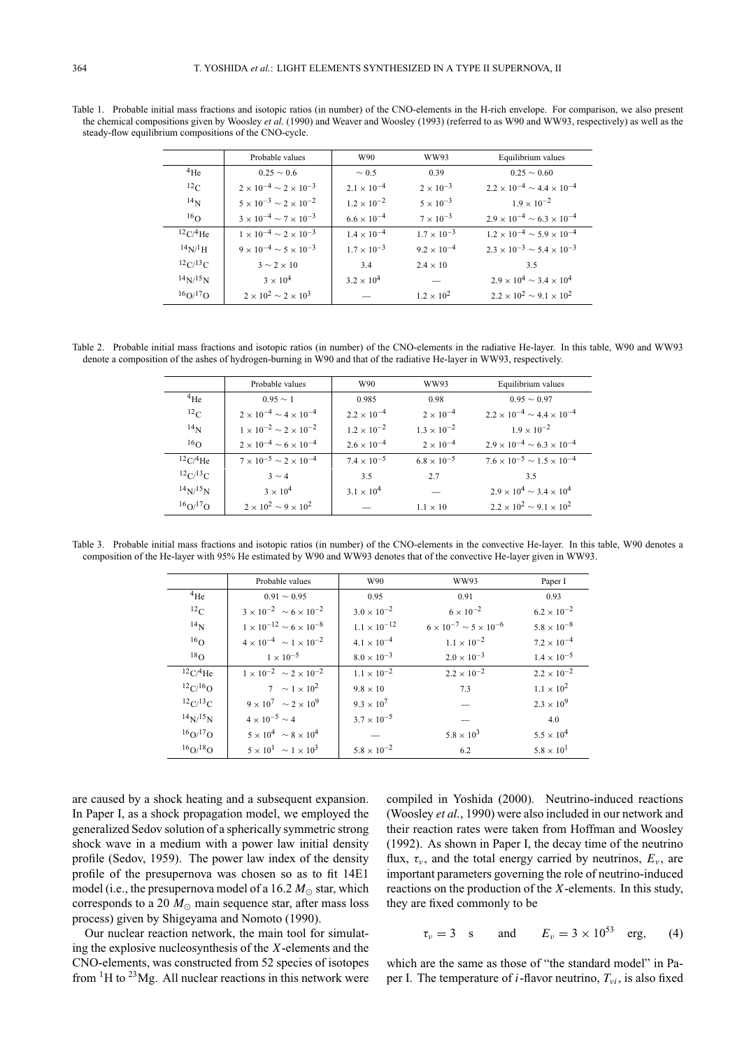Table 1. Probable initial mass fractions and isotopic ratios (in number) of the CNO-elements in the H-rich envelope. For comparison, we also present the chemical compositions given by Woosley *et al.* (1990) and Weaver and Woosley (1993) (referred to as W90 and WW93, respectively) as well as the steady-flow equilibrium compositions of the CNO-cycle.

| | Probable values | W90 | WW93 | Equilibrium values |
|---|---|---|---|---|
| $^4$He | $0.25 \sim 0.6$ | $\sim 0.5$ | 0.39 | $0.25 \sim 0.60$ |
| $^{12}$C | $2\times10^{-4} \sim 2\times10^{-3}$ | $2.1\times10^{-4}$ | $2\times10^{-3}$ | $2.2\times10^{-4} \sim 4.4\times10^{-4}$ |
| $^{14}$N | $5\times10^{-3} \sim 2\times10^{-2}$ | $1.2\times10^{-2}$ | $5\times10^{-3}$ | $1.9\times10^{-2}$ |
| $^{16}$O | $3\times10^{-4} \sim 7\times10^{-3}$ | $6.6\times10^{-4}$ | $7\times10^{-3}$ | $2.9\times10^{-4} \sim 6.3\times10^{-4}$ |
| $^{12}$C/$^4$He | $1\times10^{-4} \sim 2\times10^{-3}$ | $1.4\times10^{-4}$ | $1.7\times10^{-3}$ | $1.2\times10^{-4} \sim 5.9\times10^{-4}$ |
| $^{14}$N/$^1$H | $9\times10^{-4} \sim 5\times10^{-3}$ | $1.7\times10^{-3}$ | $9.2\times10^{-4}$ | $2.3\times10^{-3} \sim 5.4\times10^{-3}$ |
| $^{12}$C/$^{13}$C | $3 \sim 2\times10$ | 3.4 | $2.4\times10$ | 3.5 |
| $^{14}$N/$^{15}$N | $3\times10^4$ | $3.2\times10^4$ | — | $2.9\times10^4 \sim 3.4\times10^4$ |
| $^{16}$O/$^{17}$O | $2\times10^2 \sim 2\times10^3$ | — | $1.2\times10^2$ | $2.2\times10^2 \sim 9.1\times10^2$ |

Table 2. Probable initial mass fractions and isotopic ratios (in number) of the CNO-elements in the radiative He-layer. In this table, W90 and WW93 denote a composition of the ashes of hydrogen-burning in W90 and that of the radiative He-layer in WW93, respectively.

| | Probable values | W90 | WW93 | Equilibrium values |
|---|---|---|---|---|
| $^4$He | $0.95 \sim 1$ | 0.985 | 0.98 | $0.95 \sim 0.97$ |
| $^{12}$C | $2\times10^{-4} \sim 4\times10^{-4}$ | $2.2\times10^{-4}$ | $2\times10^{-4}$ | $2.2\times10^{-4} \sim 4.4\times10^{-4}$ |
| $^{14}$N | $1\times10^{-2} \sim 2\times10^{-2}$ | $1.2\times10^{-2}$ | $1.3\times10^{-2}$ | $1.9\times10^{-2}$ |
| $^{16}$O | $2\times10^{-4} \sim 6\times10^{-4}$ | $2.6\times10^{-4}$ | $2\times10^{-4}$ | $2.9\times10^{-4} \sim 6.3\times10^{-4}$ |
| $^{12}$C/$^4$He | $7\times10^{-5} \sim 2\times10^{-4}$ | $7.4\times10^{-5}$ | $6.8\times10^{-5}$ | $7.6\times10^{-5} \sim 1.5\times10^{-4}$ |
| $^{12}$C/$^{13}$C | $3 \sim 4$ | 3.5 | 2.7 | 3.5 |
| $^{14}$N/$^{15}$N | $3\times10^4$ | $3.1\times10^4$ | — | $2.9\times10^4 \sim 3.4\times10^4$ |
| $^{16}$O/$^{17}$O | $2\times10^2 \sim 9\times10^2$ | — | $1.1\times10$ | $2.2\times10^2 \sim 9.1\times10^2$ |

Table 3. Probable initial mass fractions and isotopic ratios (in number) of the CNO-elements in the convective He-layer. In this table, W90 denotes a composition of the He-layer with 95% He estimated by W90 and WW93 denotes that of the convective He-layer given in WW93.

| | Probable values | W90 | WW93 | Paper I |
|---|---|---|---|---|
| $^4$He | $0.91 \sim 0.95$ | 0.95 | 0.91 | 0.93 |
| $^{12}$C | $3\times10^{-2} \sim 6\times10^{-2}$ | $3.0\times10^{-2}$ | $6\times10^{-2}$ | $6.2\times10^{-2}$ |
| $^{14}$N | $1\times10^{-12} \sim 6\times10^{-8}$ | $1.1\times10^{-12}$ | $6\times10^{-7} \sim 5\times10^{-6}$ | $5.8\times10^{-8}$ |
| $^{16}$O | $4\times10^{-4} \sim 1\times10^{-2}$ | $4.1\times10^{-4}$ | $1.1\times10^{-2}$ | $7.2\times10^{-4}$ |
| $^{18}$O | $1\times10^{-5}$ | $8.0\times10^{-3}$ | $2.0\times10^{-3}$ | $1.4\times10^{-5}$ |
| $^{12}$C/$^4$He | $1\times10^{-2} \sim 2\times10^{-2}$ | $1.1\times10^{-2}$ | $2.2\times10^{-2}$ | $2.2\times10^{-2}$ |
| $^{12}$C/$^{16}$O | $7 \sim 1\times10^2$ | $9.8\times10$ | 7.3 | $1.1\times10^2$ |
| $^{12}$C/$^{13}$C | $9\times10^7 \sim 2\times10^9$ | $9.3\times10^7$ | — | $2.3\times10^9$ |
| $^{14}$N/$^{15}$N | $4\times10^{-5} \sim 4$ | $3.7\times10^{-5}$ | — | 4.0 |
| $^{16}$O/$^{17}$O | $5\times10^4 \sim 8\times10^4$ | — | $5.8\times10^3$ | $5.5\times10^4$ |
| $^{16}$O/$^{18}$O | $5\times10^1 \sim 1\times10^3$ | $5.8\times10^{-2}$ | 6.2 | $5.8\times10^1$ |

are caused by a shock heating and a subsequent expansion. In Paper I, as a shock propagation model, we employed the generalized Sedov solution of a spherically symmetric strong shock wave in a medium with a power law initial density profile (Sedov, 1959). The power law index of the density profile of the presupernova was chosen so as to fit 14E1 model (i.e., the presupernova model of a 16.2 $M_\odot$ star, which corresponds to a 20 $M_\odot$ main sequence star, after mass loss process) given by Shigeyama and Nomoto (1990).

Our nuclear reaction network, the main tool for simulating the explosive nucleosynthesis of the $X$-elements and the CNO-elements, was constructed from 52 species of isotopes from $^1$H to $^{23}$Mg. All nuclear reactions in this network were compiled in Yoshida (2000). Neutrino-induced reactions (Woosley *et al.*, 1990) were also included in our network and their reaction rates were taken from Hoffman and Woosley (1992). As shown in Paper I, the decay time of the neutrino flux, $\tau_\nu$, and the total energy carried by neutrinos, $E_\nu$, are important parameters governing the role of neutrino-induced reactions on the production of the $X$-elements. In this study, they are fixed commonly to be

$$\tau_\nu = 3 \quad \text{s} \qquad \text{and} \qquad E_\nu = 3\times10^{53} \quad \text{erg}, \qquad (4)$$

which are the same as those of "the standard model" in Paper I. The temperature of $i$-flavor neutrino, $T_{\nu i}$, is also fixed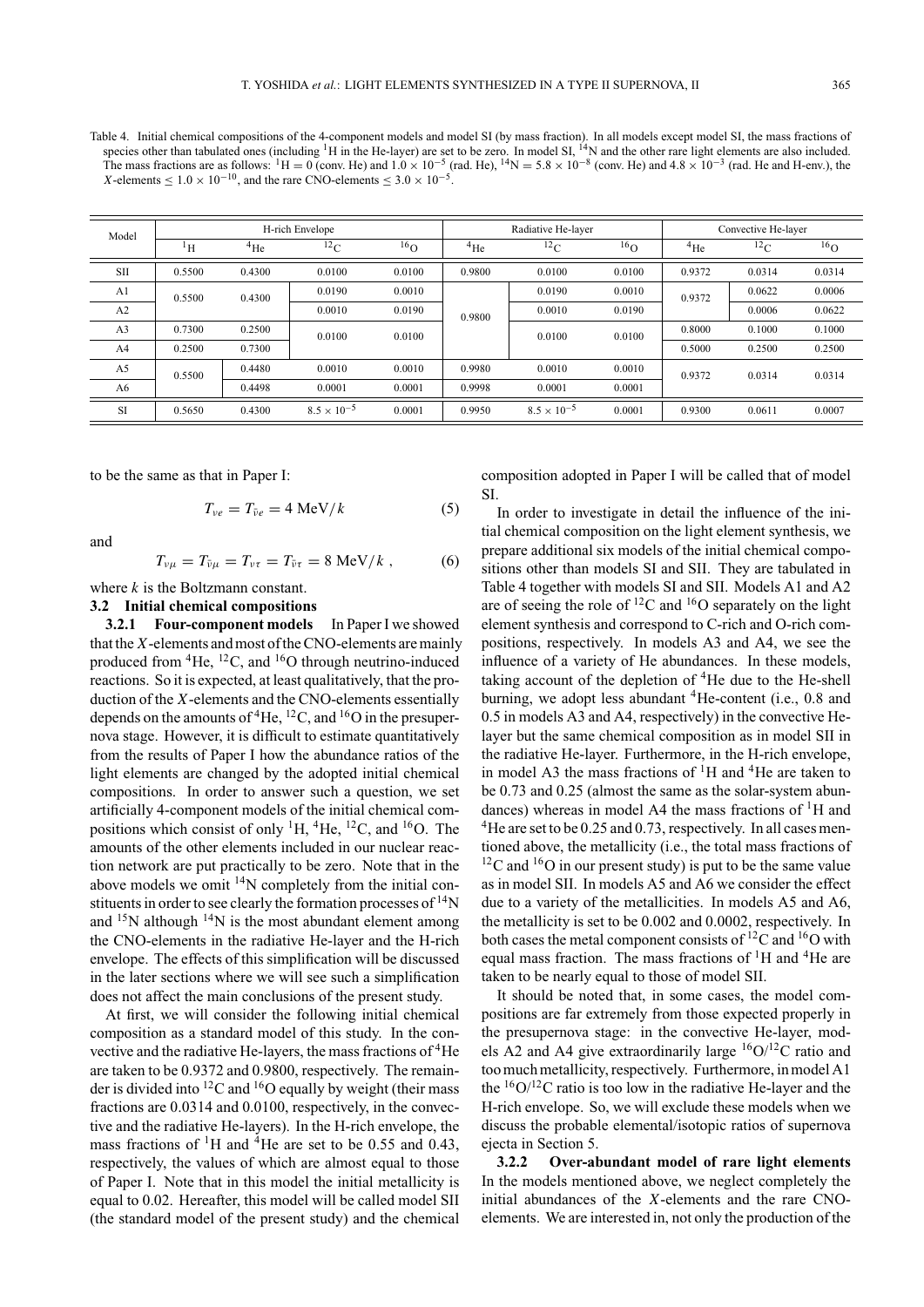Table 4. Initial chemical compositions of the 4-component models and model SI (by mass fraction). In all models except model SI, the mass fractions of species other than tabulated ones (including $^{1}$H in the He-layer) are set to be zero. In model SI, $^{14}$N and the other rare light elements are also included. The mass fractions are as follows: $^{1}$H = 0 (conv. He) and $1.0 \times 10^{-5}$ (rad. He), $^{14}$N = $5.8 \times 10^{-8}$ (conv. He) and $4.8 \times 10^{-3}$ (rad. He and H-env.), the $X$-elements $\leq 1.0 \times 10^{-10}$, and the rare CNO-elements $\leq 3.0 \times 10^{-5}$.

| Model | H-rich Envelope | | | | Radiative He-layer | | | Convective He-layer | | |
|---|---|---|---|---|---|---|---|---|---|---|
| | $^{1}$H | $^{4}$He | $^{12}$C | $^{16}$O | $^{4}$He | $^{12}$C | $^{16}$O | $^{4}$He | $^{12}$C | $^{16}$O |
| SII | 0.5500 | 0.4300 | 0.0100 | 0.0100 | 0.9800 | 0.0100 | 0.0100 | 0.9372 | 0.0314 | 0.0314 |
| A1 | 0.5500 | 0.4300 | 0.0190 | 0.0010 | 0.9800 | 0.0190 | 0.0010 | 0.9372 | 0.0622 | 0.0006 |
| A2 | | | 0.0010 | 0.0190 | | 0.0010 | 0.0190 | | 0.0006 | 0.0622 |
| A3 | 0.7300 | 0.2500 | 0.0100 | 0.0100 | | 0.0100 | 0.0100 | 0.8000 | 0.1000 | 0.1000 |
| A4 | 0.2500 | 0.7300 | | | | | | 0.5000 | 0.2500 | 0.2500 |
| A5 | 0.5500 | 0.4480 | 0.0010 | 0.0010 | 0.9980 | 0.0010 | 0.0010 | 0.9372 | 0.0314 | 0.0314 |
| A6 | | 0.4498 | 0.0001 | 0.0001 | 0.9998 | 0.0001 | 0.0001 | | | |
| SI | 0.5650 | 0.4300 | $8.5 \times 10^{-5}$ | 0.0001 | 0.9950 | $8.5 \times 10^{-5}$ | 0.0001 | 0.9300 | 0.0611 | 0.0007 |

to be the same as that in Paper I:

$$T_{\nu e} = T_{\bar{\nu} e} = 4 \text{ MeV}/k \tag{5}$$

and

$$T_{\nu\mu} = T_{\bar{\nu}\mu} = T_{\nu\tau} = T_{\bar{\nu}\tau} = 8 \text{ MeV}/k\ , \tag{6}$$

where $k$ is the Boltzmann constant.

### 3.2 Initial chemical compositions

**3.2.1 Four-component models** In Paper I we showed that the $X$-elements and most of the CNO-elements are mainly produced from $^{4}$He, $^{12}$C, and $^{16}$O through neutrino-induced reactions. So it is expected, at least qualitatively, that the production of the $X$-elements and the CNO-elements essentially depends on the amounts of $^{4}$He, $^{12}$C, and $^{16}$O in the presupernova stage. However, it is difficult to estimate quantitatively from the results of Paper I how the abundance ratios of the light elements are changed by the adopted initial chemical compositions. In order to answer such a question, we set artificially 4-component models of the initial chemical compositions which consist of only $^{1}$H, $^{4}$He, $^{12}$C, and $^{16}$O. The amounts of the other elements included in our nuclear reaction network are put practically to be zero. Note that in the above models we omit $^{14}$N completely from the initial constituents in order to see clearly the formation processes of $^{14}$N and $^{15}$N although $^{14}$N is the most abundant element among the CNO-elements in the radiative He-layer and the H-rich envelope. The effects of this simplification will be discussed in the later sections where we will see such a simplification does not affect the main conclusions of the present study.

At first, we will consider the following initial chemical composition as a standard model of this study. In the convective and the radiative He-layers, the mass fractions of $^{4}$He are taken to be 0.9372 and 0.9800, respectively. The remainder is divided into $^{12}$C and $^{16}$O equally by weight (their mass fractions are 0.0314 and 0.0100, respectively, in the convective and the radiative He-layers). In the H-rich envelope, the mass fractions of $^{1}$H and $^{4}$He are set to be 0.55 and 0.43, respectively, the values of which are almost equal to those of Paper I. Note that in this model the initial metallicity is equal to 0.02. Hereafter, this model will be called model SII (the standard model of the present study) and the chemical composition adopted in Paper I will be called that of model SI.

In order to investigate in detail the influence of the initial chemical composition on the light element synthesis, we prepare additional six models of the initial chemical compositions other than models SI and SII. They are tabulated in Table 4 together with models SI and SII. Models A1 and A2 are of seeing the role of $^{12}$C and $^{16}$O separately on the light element synthesis and correspond to C-rich and O-rich compositions, respectively. In models A3 and A4, we see the influence of a variety of He abundances. In these models, taking account of the depletion of $^{4}$He due to the He-shell burning, we adopt less abundant $^{4}$He-content (i.e., 0.8 and 0.5 in models A3 and A4, respectively) in the convective He-layer but the same chemical composition as in model SII in the radiative He-layer. Furthermore, in the H-rich envelope, in model A3 the mass fractions of $^{1}$H and $^{4}$He are taken to be 0.73 and 0.25 (almost the same as the solar-system abundances) whereas in model A4 the mass fractions of $^{1}$H and $^{4}$He are set to be 0.25 and 0.73, respectively. In all cases mentioned above, the metallicity (i.e., the total mass fractions of $^{12}$C and $^{16}$O in our present study) is put to be the same value as in model SII. In models A5 and A6 we consider the effect due to a variety of the metallicities. In models A5 and A6, the metallicity is set to be 0.002 and 0.0002, respectively. In both cases the metal component consists of $^{12}$C and $^{16}$O with equal mass fraction. The mass fractions of $^{1}$H and $^{4}$He are taken to be nearly equal to those of model SII.

It should be noted that, in some cases, the model compositions are far extremely from those expected properly in the presupernova stage: in the convective He-layer, models A2 and A4 give extraordinarily large $^{16}$O/$^{12}$C ratio and too much metallicity, respectively. Furthermore, in model A1 the $^{16}$O/$^{12}$C ratio is too low in the radiative He-layer and the H-rich envelope. So, we will exclude these models when we discuss the probable elemental/isotopic ratios of supernova ejecta in Section 5.

**3.2.2 Over-abundant model of rare light elements** In the models mentioned above, we neglect completely the initial abundances of the $X$-elements and the rare CNO-elements. We are interested in, not only the production of the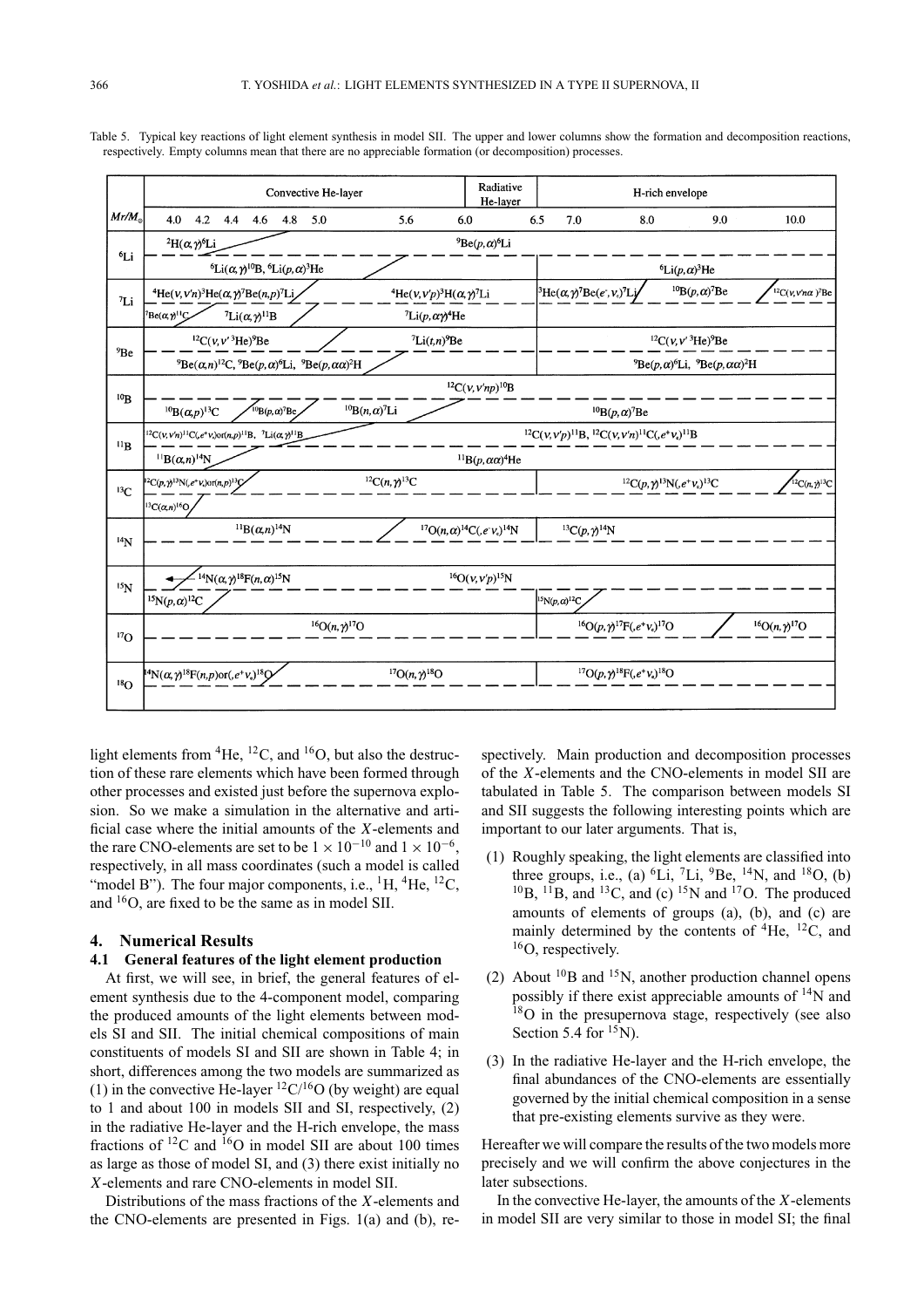Table 5. Typical key reactions of light element synthesis in model SII. The upper and lower columns show the formation and decomposition reactions, respectively. Empty columns mean that there are no appreciable formation (or decomposition) processes.

| $Mr/M_\odot$ | Convective He-layer (4.0–5.6) | Radiative He-layer (6.0–6.5) | H-rich envelope (7.0–10.0) |
|---|---|---|---|
| $^6$Li (formation) | $^2$H($\alpha,\gamma$)$^6$Li | $^9$Be($p,\alpha$)$^6$Li | |
| $^6$Li (decomposition) | $^6$Li($\alpha,\gamma$)$^{10}$B, $^6$Li($p,\alpha$)$^3$He | | $^6$Li($p,\alpha$)$^3$He |
| $^7$Li (formation) | $^4$He($\nu,\nu'n$)$^3$He($\alpha,\gamma$)$^7$Be($n,p$)$^7$Li; $^4$He($\nu,\nu'p$)$^3$H($\alpha,\gamma$)$^7$Li | | $^3$He($\alpha,\gamma$)$^7$Be($e^-,\nu_e$)$^7$Li; $^{10}$B($p,\alpha$)$^7$Be; $^{12}$C($\nu,\nu'n\alpha$)$^7$Be |
| $^7$Li (decomposition) | $^7$Be($\alpha,\gamma$)$^{11}$C; $^7$Li($\alpha,\gamma$)$^{11}$B; $^7$Li($p,\alpha\gamma$)$^4$He | | |
| $^9$Be (formation) | $^{12}$C($\nu,\nu'{}^3$He)$^9$Be; $^7$Li($t,n$)$^9$Be | | $^{12}$C($\nu,\nu'{}^3$He)$^9$Be |
| $^9$Be (decomposition) | $^9$Be($\alpha,n$)$^{12}$C, $^9$Be($p,\alpha$)$^6$Li, $^9$Be($p,\alpha\alpha$)$^2$H | | $^9$Be($p,\alpha$)$^6$Li, $^9$Be($p,\alpha\alpha$)$^2$H |
| $^{10}$B (formation) | $^{12}$C($\nu,\nu'np$)$^{10}$B | | |
| $^{10}$B (decomposition) | $^{10}$B($\alpha,p$)$^{13}$C; $^{10}$B($p,\alpha$)$^7$Be; $^{10}$B($n,\alpha$)$^7$Li | | $^{10}$B($p,\alpha$)$^7$Be |
| $^{11}$B (formation) | $^{12}$C($\nu,\nu'n$)$^{11}$C($,e^+\nu_e$)or($n,p$)$^{11}$B, $^7$Li($\alpha,\gamma$)$^{11}$B | | $^{12}$C($\nu,\nu'p$)$^{11}$B, $^{12}$C($\nu,\nu'n$)$^{11}$C($,e^+\nu_e$)$^{11}$B |
| $^{11}$B (decomposition) | $^{11}$B($\alpha,n$)$^{14}$N | | $^{11}$B($p,\alpha\alpha$)$^4$He |
| $^{13}$C (formation) | $^{12}$C($p,\gamma$)$^{13}$N($,e^+\nu_e$)or($n,p$)$^{13}$C; $^{12}$C($n,\gamma$)$^{13}$C | | $^{12}$C($p,\gamma$)$^{13}$N($,e^+\nu_e$)$^{13}$C; $^{12}$C($n,\gamma$)$^{13}$C |
| $^{13}$C (decomposition) | $^{13}$C($\alpha,n$)$^{16}$O | | |
| $^{14}$N (formation) | $^{11}$B($\alpha,n$)$^{14}$N; $^{17}$O($n,\alpha$)$^{14}$C($,e^-\nu_e$)$^{14}$N | | $^{13}$C($p,\gamma$)$^{14}$N |
| $^{14}$N (decomposition) | | | |
| $^{15}$N (formation) | $^{14}$N($\alpha,\gamma$)$^{18}$F($n,\alpha$)$^{15}$N; $^{16}$O($\nu,\nu'p$)$^{15}$N | | |
| $^{15}$N (decomposition) | $^{15}$N($p,\alpha$)$^{12}$C | | $^{15}$N($p,\alpha$)$^{12}$C |
| $^{17}$O (formation) | $^{16}$O($n,\gamma$)$^{17}$O | | $^{16}$O($p,\gamma$)$^{17}$F($,e^+\nu_e$)$^{17}$O; $^{16}$O($n,\gamma$)$^{17}$O |
| $^{17}$O (decomposition) | | | |
| $^{18}$O (formation) | $^{14}$N($\alpha,\gamma$)$^{18}$F($n,p$)or($,e^+\nu_e$)$^{18}$O; $^{17}$O($n,\gamma$)$^{18}$O | | $^{17}$O($p,\gamma$)$^{18}$F($,e^+\nu_e$)$^{18}$O |
| $^{18}$O (decomposition) | | | |

light elements from $^4$He, $^{12}$C, and $^{16}$O, but also the destruction of these rare elements which have been formed through other processes and existed just before the supernova explosion. So we make a simulation in the alternative and artificial case where the initial amounts of the $X$-elements and the rare CNO-elements are set to be $1\times10^{-10}$ and $1\times10^{-6}$, respectively, in all mass coordinates (such a model is called "model B"). The four major components, i.e., $^1$H, $^4$He, $^{12}$C, and $^{16}$O, are fixed to be the same as in model SII.

## 4. Numerical Results

### 4.1 General features of the light element production

At first, we will see, in brief, the general features of element synthesis due to the 4-component model, comparing the produced amounts of the light elements between models SI and SII. The initial chemical compositions of main constituents of models SI and SII are shown in Table 4; in short, differences among the two models are summarized as (1) in the convective He-layer $^{12}$C/$^{16}$O (by weight) are equal to 1 and about 100 in models SII and SI, respectively, (2) in the radiative He-layer and the H-rich envelope, the mass fractions of $^{12}$C and $^{16}$O in model SII are about 100 times as large as those of model SI, and (3) there exist initially no $X$-elements and rare CNO-elements in model SII.

Distributions of the mass fractions of the $X$-elements and the CNO-elements are presented in Figs. 1(a) and (b), respectively. Main production and decomposition processes of the $X$-elements and the CNO-elements in model SII are tabulated in Table 5. The comparison between models SI and SII suggests the following interesting points which are important to our later arguments. That is,

(1) Roughly speaking, the light elements are classified into three groups, i.e., (a) $^6$Li, $^7$Li, $^9$Be, $^{14}$N, and $^{18}$O, (b) $^{10}$B, $^{11}$B, and $^{13}$C, and (c) $^{15}$N and $^{17}$O. The produced amounts of elements of groups (a), (b), and (c) are mainly determined by the contents of $^4$He, $^{12}$C, and $^{16}$O, respectively.

(2) About $^{10}$B and $^{15}$N, another production channel opens possibly if there exist appreciable amounts of $^{14}$N and $^{18}$O in the presupernova stage, respectively (see also Section 5.4 for $^{15}$N).

(3) In the radiative He-layer and the H-rich envelope, the final abundances of the CNO-elements are essentially governed by the initial chemical composition in a sense that pre-existing elements survive as they were.

Hereafter we will compare the results of the two models more precisely and we will confirm the above conjectures in the later subsections.

In the convective He-layer, the amounts of the $X$-elements in model SII are very similar to those in model SI; the final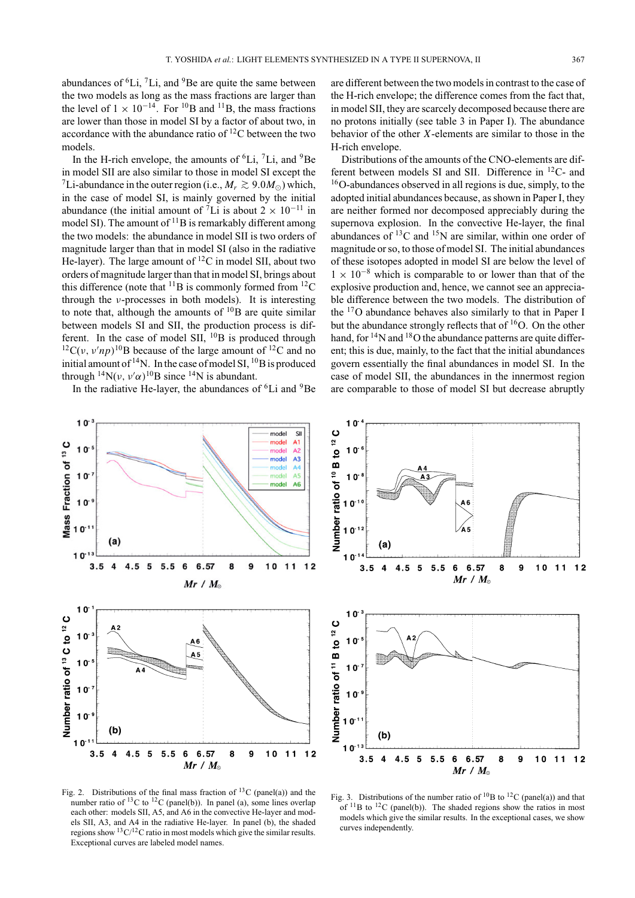abundances of $^6$Li, $^7$Li, and $^9$Be are quite the same between the two models as long as the mass fractions are larger than the level of $1 \times 10^{-14}$. For $^{10}$B and $^{11}$B, the mass fractions are lower than those in model SI by a factor of about two, in accordance with the abundance ratio of $^{12}$C between the two models.

In the H-rich envelope, the amounts of $^6$Li, $^7$Li, and $^9$Be in model SII are also similar to those in model SI except the $^7$Li-abundance in the outer region (i.e., $M_r \gtrsim 9.0 M_\odot$) which, in the case of model SI, is mainly governed by the initial abundance (the initial amount of $^7$Li is about $2 \times 10^{-11}$ in model SI). The amount of $^{11}$B is remarkably different among the two models: the abundance in model SII is two orders of magnitude larger than that in model SI (also in the radiative He-layer). The large amount of $^{12}$C in model SII, about two orders of magnitude larger than that in model SI, brings about this difference (note that $^{11}$B is commonly formed from $^{12}$C through the $\nu$-processes in both models). It is interesting to note that, although the amounts of $^{10}$B are quite similar between models SI and SII, the production process is different. In the case of model SII, $^{10}$B is produced through $^{12}$C$(\nu, \nu' np)^{10}$B because of the large amount of $^{12}$C and no initial amount of $^{14}$N. In the case of model SI, $^{10}$B is produced through $^{14}$N$(\nu, \nu' \alpha)^{10}$B since $^{14}$N is abundant.

In the radiative He-layer, the abundances of $^6$Li and $^9$Be are different between the two models in contrast to the case of the H-rich envelope; the difference comes from the fact that, in model SII, they are scarcely decomposed because there are no protons initially (see table 3 in Paper I). The abundance behavior of the other $X$-elements are similar to those in the H-rich envelope.

Distributions of the amounts of the CNO-elements are different between models SI and SII. Difference in $^{12}$C- and $^{16}$O-abundances observed in all regions is due, simply, to the adopted initial abundances because, as shown in Paper I, they are neither formed nor decomposed appreciably during the supernova explosion. In the convective He-layer, the final abundances of $^{13}$C and $^{15}$N are similar, within one order of magnitude or so, to those of model SI. The initial abundances of these isotopes adopted in model SI are below the level of $1 \times 10^{-8}$ which is comparable to or lower than that of the explosive production and, hence, we cannot see an appreciable difference between the two models. The distribution of the $^{17}$O abundance behaves also similarly to that in Paper I but the abundance strongly reflects that of $^{16}$O. On the other hand, for $^{14}$N and $^{18}$O the abundance patterns are quite different; this is due, mainly, to the fact that the initial abundances govern essentially the final abundances in model SI. In the case of model SII, the abundances in the innermost region are comparable to those of model SI but decrease abruptly

Fig. 2. Distributions of the final mass fraction of $^{13}$C (panel(a)) and the number ratio of $^{13}$C to $^{12}$C (panel(b)). In panel (a), some lines overlap each other: models SII, A5, and A6 in the convective He-layer and models SII, A3, and A4 in the radiative He-layer. In panel (b), the shaded regions show $^{13}$C/$^{12}$C ratio in most models which give the similar results. Exceptional curves are labeled model names.

Fig. 3. Distributions of the number ratio of $^{10}$B to $^{12}$C (panel(a)) and that of $^{11}$B to $^{12}$C (panel(b)). The shaded regions show the ratios in most models which give the similar results. In the exceptional cases, we show curves independently.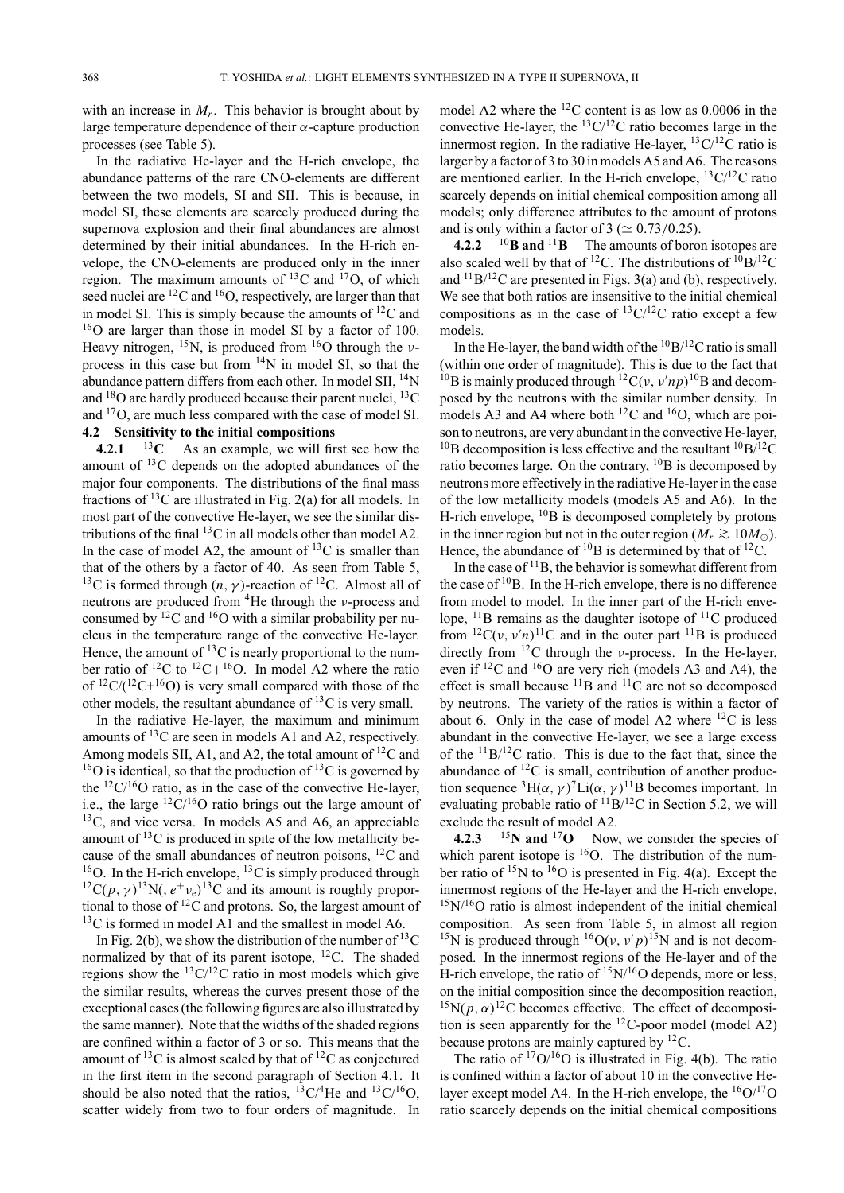with an increase in $M_r$. This behavior is brought about by large temperature dependence of their $\alpha$-capture production processes (see Table 5).

In the radiative He-layer and the H-rich envelope, the abundance patterns of the rare CNO-elements are different between the two models, SI and SII. This is because, in model SI, these elements are scarcely produced during the supernova explosion and their final abundances are almost determined by their initial abundances. In the H-rich envelope, the CNO-elements are produced only in the inner region. The maximum amounts of $^{13}$C and $^{17}$O, of which seed nuclei are $^{12}$C and $^{16}$O, respectively, are larger than that in model SI. This is simply because the amounts of $^{12}$C and $^{16}$O are larger than those in model SI by a factor of 100. Heavy nitrogen, $^{15}$N, is produced from $^{16}$O through the $\nu$-process in this case but from $^{14}$N in model SI, so that the abundance pattern differs from each other. In model SII, $^{14}$N and $^{18}$O are hardly produced because their parent nuclei, $^{13}$C and $^{17}$O, are much less compared with the case of model SI.

### 4.2 Sensitivity to the initial compositions

**4.2.1 $^{13}$C** As an example, we will first see how the amount of $^{13}$C depends on the adopted abundances of the major four components. The distributions of the final mass fractions of $^{13}$C are illustrated in Fig. 2(a) for all models. In most part of the convective He-layer, we see the similar distributions of the final $^{13}$C in all models other than model A2. In the case of model A2, the amount of $^{13}$C is smaller than that of the others by a factor of 40. As seen from Table 5, $^{13}$C is formed through $(n,\gamma)$-reaction of $^{12}$C. Almost all of neutrons are produced from $^{4}$He through the $\nu$-process and consumed by $^{12}$C and $^{16}$O with a similar probability per nucleus in the temperature range of the convective He-layer. Hence, the amount of $^{13}$C is nearly proportional to the number ratio of $^{12}$C to $^{12}$C+$^{16}$O. In model A2 where the ratio of $^{12}$C/($^{12}$C+$^{16}$O) is very small compared with those of the other models, the resultant abundance of $^{13}$C is very small.

In the radiative He-layer, the maximum and minimum amounts of $^{13}$C are seen in models A1 and A2, respectively. Among models SII, A1, and A2, the total amount of $^{12}$C and $^{16}$O is identical, so that the production of $^{13}$C is governed by the $^{12}$C/$^{16}$O ratio, as in the case of the convective He-layer, i.e., the large $^{12}$C/$^{16}$O ratio brings out the large amount of $^{13}$C, and vice versa. In models A5 and A6, an appreciable amount of $^{13}$C is produced in spite of the low metallicity because of the small abundances of neutron poisons, $^{12}$C and $^{16}$O. In the H-rich envelope, $^{13}$C is simply produced through $^{12}$C$(p,\gamma)^{13}$N$(,e^+\nu_e)^{13}$C and its amount is roughly proportional to those of $^{12}$C and protons. So, the largest amount of $^{13}$C is formed in model A1 and the smallest in model A6.

In Fig. 2(b), we show the distribution of the number of $^{13}$C normalized by that of its parent isotope, $^{12}$C. The shaded regions show the $^{13}$C/$^{12}$C ratio in most models which give the similar results, whereas the curves present those of the exceptional cases (the following figures are also illustrated by the same manner). Note that the widths of the shaded regions are confined within a factor of 3 or so. This means that the amount of $^{13}$C is almost scaled by that of $^{12}$C as conjectured in the first item in the second paragraph of Section 4.1. It should be also noted that the ratios, $^{13}$C/$^{4}$He and $^{13}$C/$^{16}$O, scatter widely from two to four orders of magnitude. In model A2 where the $^{12}$C content is as low as 0.0006 in the convective He-layer, the $^{13}$C/$^{12}$C ratio becomes large in the innermost region. In the radiative He-layer, $^{13}$C/$^{12}$C ratio is larger by a factor of 3 to 30 in models A5 and A6. The reasons are mentioned earlier. In the H-rich envelope, $^{13}$C/$^{12}$C ratio scarcely depends on initial chemical composition among all models; only difference attributes to the amount of protons and is only within a factor of 3 ($\simeq 0.73/0.25$).

**4.2.2 $^{10}$B and $^{11}$B** The amounts of boron isotopes are also scaled well by that of $^{12}$C. The distributions of $^{10}$B/$^{12}$C and $^{11}$B/$^{12}$C are presented in Figs. 3(a) and (b), respectively. We see that both ratios are insensitive to the initial chemical compositions as in the case of $^{13}$C/$^{12}$C ratio except a few models.

In the He-layer, the band width of the $^{10}$B/$^{12}$C ratio is small (within one order of magnitude). This is due to the fact that $^{10}$B is mainly produced through $^{12}$C$(\nu,\nu' np)^{10}$B and decomposed by the neutrons with the similar number density. In models A3 and A4 where both $^{12}$C and $^{16}$O, which are poison to neutrons, are very abundant in the convective He-layer, $^{10}$B decomposition is less effective and the resultant $^{10}$B/$^{12}$C ratio becomes large. On the contrary, $^{10}$B is decomposed by neutrons more effectively in the radiative He-layer in the case of the low metallicity models (models A5 and A6). In the H-rich envelope, $^{10}$B is decomposed completely by protons in the inner region but not in the outer region ($M_r \gtrsim 10 M_\odot$). Hence, the abundance of $^{10}$B is determined by that of $^{12}$C.

In the case of $^{11}$B, the behavior is somewhat different from the case of $^{10}$B. In the H-rich envelope, there is no difference from model to model. In the inner part of the H-rich envelope, $^{11}$B remains as the daughter isotope of $^{11}$C produced from $^{12}$C$(\nu,\nu' n)^{11}$C and in the outer part $^{11}$B is produced directly from $^{12}$C through the $\nu$-process. In the He-layer, even if $^{12}$C and $^{16}$O are very rich (models A3 and A4), the effect is small because $^{11}$B and $^{11}$C are not so decomposed by neutrons. The variety of the ratios is within a factor of about 6. Only in the case of model A2 where $^{12}$C is less abundant in the convective He-layer, we see a large excess of the $^{11}$B/$^{12}$C ratio. This is due to the fact that, since the abundance of $^{12}$C is small, contribution of another production sequence $^{3}$H$(\alpha,\gamma)^{7}$Li$(\alpha,\gamma)^{11}$B becomes important. In evaluating probable ratio of $^{11}$B/$^{12}$C in Section 5.2, we will exclude the result of model A2.

**4.2.3 $^{15}$N and $^{17}$O** Now, we consider the species of which parent isotope is $^{16}$O. The distribution of the number ratio of $^{15}$N to $^{16}$O is presented in Fig. 4(a). Except the innermost regions of the He-layer and the H-rich envelope, $^{15}$N/$^{16}$O ratio is almost independent of the initial chemical composition. As seen from Table 5, in almost all region $^{15}$N is produced through $^{16}$O$(\nu,\nu' p)^{15}$N and is not decomposed. In the innermost regions of the He-layer and of the H-rich envelope, the ratio of $^{15}$N/$^{16}$O depends, more or less, on the initial composition since the decomposition reaction, $^{15}$N$(p,\alpha)^{12}$C becomes effective. The effect of decomposition is seen apparently for the $^{12}$C-poor model (model A2) because protons are mainly captured by $^{12}$C.

The ratio of $^{17}$O/$^{16}$O is illustrated in Fig. 4(b). The ratio is confined within a factor of about 10 in the convective He-layer except model A4. In the H-rich envelope, the $^{16}$O/$^{17}$O ratio scarcely depends on the initial chemical compositions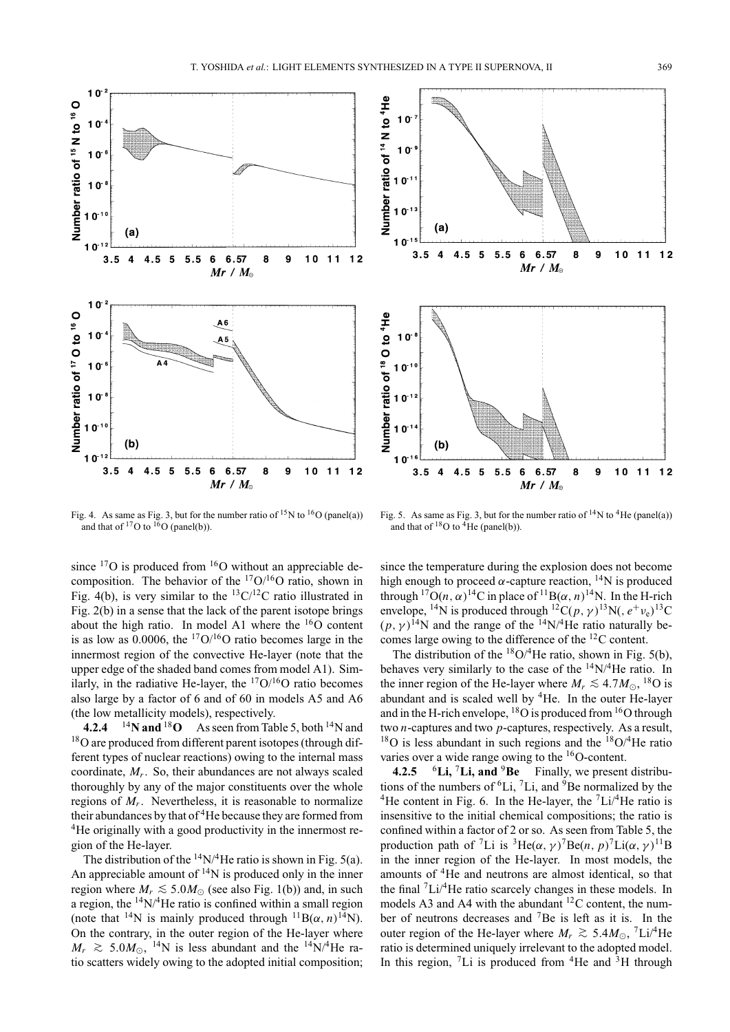Fig. 4. As same as Fig. 3, but for the number ratio of $^{15}$N to $^{16}$O (panel(a)) and that of $^{17}$O to $^{16}$O (panel(b)).

Fig. 5. As same as Fig. 3, but for the number ratio of $^{14}$N to $^{4}$He (panel(a)) and that of $^{18}$O to $^{4}$He (panel(b)).

since $^{17}$O is produced from $^{16}$O without an appreciable decomposition. The behavior of the $^{17}$O/$^{16}$O ratio, shown in Fig. 4(b), is very similar to the $^{13}$C/$^{12}$C ratio illustrated in Fig. 2(b) in a sense that the lack of the parent isotope brings about the high ratio. In model A1 where the $^{16}$O content is as low as 0.0006, the $^{17}$O/$^{16}$O ratio becomes large in the innermost region of the convective He-layer (note that the upper edge of the shaded band comes from model A1). Similarly, in the radiative He-layer, the $^{17}$O/$^{16}$O ratio becomes also large by a factor of 6 and of 60 in models A5 and A6 (the low metallicity models), respectively.

**4.2.4 $^{14}$N and $^{18}$O** As seen from Table 5, both $^{14}$N and $^{18}$O are produced from different parent isotopes (through different types of nuclear reactions) owing to the internal mass coordinate, $M_r$. So, their abundances are not always scaled thoroughly by any of the major constituents over the whole regions of $M_r$. Nevertheless, it is reasonable to normalize their abundances by that of $^{4}$He because they are formed from $^{4}$He originally with a good productivity in the innermost region of the He-layer.

The distribution of the $^{14}$N/$^{4}$He ratio is shown in Fig. 5(a). An appreciable amount of $^{14}$N is produced only in the inner region where $M_r \lesssim 5.0 M_\odot$ (see also Fig. 1(b)) and, in such a region, the $^{14}$N/$^{4}$He ratio is confined within a small region (note that $^{14}$N is mainly produced through $^{11}$B$(\alpha, n)^{14}$N). On the contrary, in the outer region of the He-layer where $M_r \gtrsim 5.0 M_\odot$, $^{14}$N is less abundant and the $^{14}$N/$^{4}$He ratio scatters widely owing to the adopted initial composition; since the temperature during the explosion does not become high enough to proceed $\alpha$-capture reaction, $^{14}$N is produced through $^{17}$O$(n, \alpha)^{14}$C in place of $^{11}$B$(\alpha, n)^{14}$N. In the H-rich envelope, $^{14}$N is produced through $^{12}$C$(p, \gamma)^{13}$N$(, e^+\nu_e)^{13}$C $(p, \gamma)^{14}$N and the range of the $^{14}$N/$^{4}$He ratio naturally becomes large owing to the difference of the $^{12}$C content.

The distribution of the $^{18}$O/$^{4}$He ratio, shown in Fig. 5(b), behaves very similarly to the case of the $^{14}$N/$^{4}$He ratio. In the inner region of the He-layer where $M_r \lesssim 4.7 M_\odot$, $^{18}$O is abundant and is scaled well by $^{4}$He. In the outer He-layer and in the H-rich envelope, $^{18}$O is produced from $^{16}$O through two $n$-captures and two $p$-captures, respectively. As a result, $^{18}$O is less abundant in such regions and the $^{18}$O/$^{4}$He ratio varies over a wide range owing to the $^{16}$O-content.

**4.2.5 $^{6}$Li, $^{7}$Li, and $^{9}$Be** Finally, we present distributions of the numbers of $^{6}$Li, $^{7}$Li, and $^{9}$Be normalized by the $^{4}$He content in Fig. 6. In the He-layer, the $^{7}$Li/$^{4}$He ratio is insensitive to the initial chemical compositions; the ratio is confined within a factor of 2 or so. As seen from Table 5, the production path of $^{7}$Li is $^{3}$He$(\alpha, \gamma)^{7}$Be$(n, p)^{7}$Li$(\alpha, \gamma)^{11}$B in the inner region of the He-layer. In most models, the amounts of $^{4}$He and neutrons are almost identical, so that the final $^{7}$Li/$^{4}$He ratio scarcely changes in these models. In models A3 and A4 with the abundant $^{12}$C content, the number of neutrons decreases and $^{7}$Be is left as it is. In the outer region of the He-layer where $M_r \gtrsim 5.4 M_\odot$, $^{7}$Li/$^{4}$He ratio is determined uniquely irrelevant to the adopted model. In this region, $^{7}$Li is produced from $^{4}$He and $^{3}$H through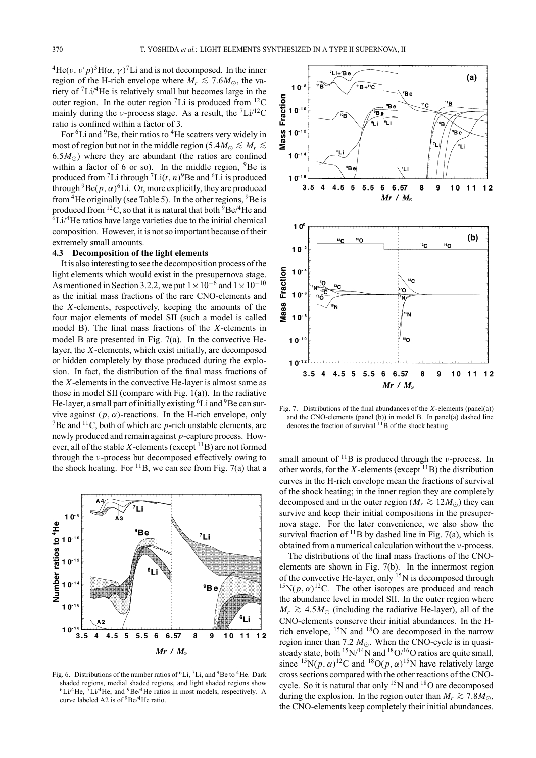$^4He(\nu, \nu' p)^3H(\alpha, \gamma)^7Li$ and is not decomposed. In the inner region of the H-rich envelope where $M_r \lesssim 7.6 M_\odot$, the variety of $^7Li/^4He$ is relatively small but becomes large in the outer region. In the outer region $^7Li$ is produced from $^{12}C$ mainly during the $\nu$-process stage. As a result, the $^7Li/^{12}C$ ratio is confined within a factor of 3.

For $^6Li$ and $^9Be$, their ratios to $^4He$ scatters very widely in most of region but not in the middle region ($5.4 M_\odot \lesssim M_r \lesssim 6.5 M_\odot$) where they are abundant (the ratios are confined within a factor of 6 or so). In the middle region, $^9Be$ is produced from $^7Li$ through $^7Li(t, n)^9Be$ and $^6Li$ is produced through $^9Be(p, \alpha)^6Li$. Or, more explicitly, they are produced from $^4He$ originally (see Table 5). In the other regions, $^9Be$ is produced from $^{12}C$, so that it is natural that both $^9Be/^4He$ and $^6Li/^4He$ ratios have large varieties due to the initial chemical composition. However, it is not so important because of their extremely small amounts.

### 4.3 Decomposition of the light elements

It is also interesting to see the decomposition process of the light elements which would exist in the presupernova stage. As mentioned in Section 3.2.2, we put $1 \times 10^{-6}$ and $1 \times 10^{-10}$ as the initial mass fractions of the rare CNO-elements and the $X$-elements, respectively, keeping the amounts of the four major elements of model SII (such a model is called model B). The final mass fractions of the $X$-elements in model B are presented in Fig. 7(a). In the convective He-layer, the $X$-elements, which exist initially, are decomposed or hidden completely by those produced during the explosion. In fact, the distribution of the final mass fractions of the $X$-elements in the convective He-layer is almost same as those in model SII (compare with Fig. 1(a)). In the radiative He-layer, a small part of initially existing $^6Li$ and $^9Be$ can survive against $(p, \alpha)$-reactions. In the H-rich envelope, only $^7Be$ and $^{11}C$, both of which are $p$-rich unstable elements, are newly produced and remain against $p$-capture process. However, all of the stable $X$-elements (except $^{11}B$) are not formed through the $\nu$-process but decomposed effectively owing to the shock heating. For $^{11}B$, we can see from Fig. 7(a) that a small amount of $^{11}B$ is produced through the $\nu$-process. In other words, for the $X$-elements (except $^{11}B$) the distribution curves in the H-rich envelope mean the fractions of survival of the shock heating; in the inner region they are completely decomposed and in the outer region ($M_r \gtrsim 12 M_\odot$) they can survive and keep their initial compositions in the presupernova stage. For the later convenience, we also show the survival fraction of $^{11}B$ by dashed line in Fig. 7(a), which is obtained from a numerical calculation without the $\nu$-process.

Fig. 6. Distributions of the number ratios of $^6Li$, $^7Li$, and $^9Be$ to $^4He$. Dark shaded regions, medial shaded regions, and light shaded regions show $^6Li/^4He$, $^7Li/^4He$, and $^9Be/^4He$ ratios in most models, respectively. A curve labeled A2 is of $^9Be/^4He$ ratio.

Fig. 7. Distributions of the final abundances of the $X$-elements (panel(a)) and the CNO-elements (panel (b)) in model B. In panel(a) dashed line denotes the fraction of survival $^{11}B$ of the shock heating.

The distributions of the final mass fractions of the CNO-elements are shown in Fig. 7(b). In the innermost region of the convective He-layer, only $^{15}N$ is decomposed through $^{15}N(p, \alpha)^{12}C$. The other isotopes are produced and reach the abundance level in model SII. In the outer region where $M_r \gtrsim 4.5 M_\odot$ (including the radiative He-layer), all of the CNO-elements conserve their initial abundances. In the H-rich envelope, $^{15}N$ and $^{18}O$ are decomposed in the narrow region inner than 7.2 $M_\odot$. When the CNO-cycle is in quasi-steady state, both $^{15}N/^{14}N$ and $^{18}O/^{16}O$ ratios are quite small, since $^{15}N(p, \alpha)^{12}C$ and $^{18}O(p, \alpha)^{15}N$ have relatively large cross sections compared with the other reactions of the CNO-cycle. So it is natural that only $^{15}N$ and $^{18}O$ are decomposed during the explosion. In the region outer than $M_r \gtrsim 7.8 M_\odot$, the CNO-elements keep completely their initial abundances.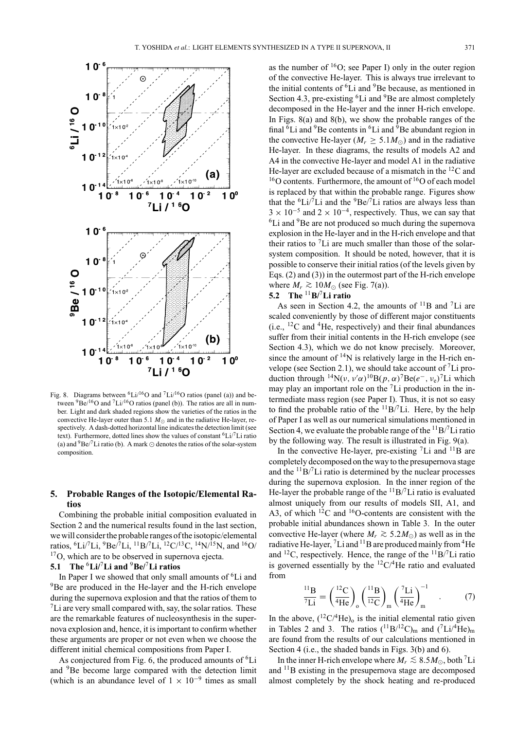Fig. 8. Diagrams between $^{6}Li/^{16}O$ and $^{7}Li/^{16}O$ ratios (panel (a)) and between $^{9}Be/^{16}O$ and $^{7}Li/^{16}O$ ratios (panel (b)). The ratios are all in number. Light and dark shaded regions show the varieties of the ratios in the convective He-layer outer than 5.1 $M_{\odot}$ and in the radiative He-layer, respectively. A dash-dotted horizontal line indicates the detection limit (see text). Furthermore, dotted lines show the values of constant $^{6}Li/^{7}Li$ ratio (a) and $^{9}Be/^{7}Li$ ratio (b). A mark $\odot$ denotes the ratios of the solar-system composition.

## 5. Probable Ranges of the Isotopic/Elemental Ratios

Combining the probable initial composition evaluated in Section 2 and the numerical results found in the last section, we will consider the probable ranges of the isotopic/elemental ratios, $^{6}Li/^{7}Li$, $^{9}Be/^{7}Li$, $^{11}B/^{7}Li$, $^{12}C/^{13}C$, $^{14}N/^{15}N$, and $^{16}O/^{17}O$, which are to be observed in supernova ejecta.

### 5.1 The $^{6}Li/^{7}Li$ and $^{9}Be/^{7}Li$ ratios

In Paper I we showed that only small amounts of $^{6}Li$ and $^{9}Be$ are produced in the He-layer and the H-rich envelope during the supernova explosion and that the ratios of them to $^{7}Li$ are very small compared with, say, the solar ratios. These are the remarkable features of nucleosynthesis in the supernova explosion and, hence, it is important to confirm whether these arguments are proper or not even when we choose the different initial chemical compositions from Paper I.

As conjectured from Fig. 6, the produced amounts of $^{6}Li$ and $^{9}Be$ become large compared with the detection limit (which is an abundance level of $1 \times 10^{-9}$ times as small as the number of $^{16}O$; see Paper I) only in the outer region of the convective He-layer. This is always true irrelevant to the initial contents of $^{6}Li$ and $^{9}Be$ because, as mentioned in Section 4.3, pre-existing $^{6}Li$ and $^{9}Be$ are almost completely decomposed in the He-layer and the inner H-rich envelope. In Figs. 8(a) and 8(b), we show the probable ranges of the final $^{6}Li$ and $^{9}Be$ contents in $^{6}Li$ and $^{9}Be$ abundant region in the convective He-layer ($M_r \geq 5.1 M_{\odot}$) and in the radiative He-layer. In these diagrams, the results of models A2 and A4 in the convective He-layer and model A1 in the radiative He-layer are excluded because of a mismatch in the $^{12}C$ and $^{16}O$ contents. Furthermore, the amount of $^{16}O$ of each model is replaced by that within the probable range. Figures show that the $^{6}Li/^{7}Li$ and the $^{9}Be/^{7}Li$ ratios are always less than $3 \times 10^{-5}$ and $2 \times 10^{-4}$, respectively. Thus, we can say that $^{6}Li$ and $^{9}Be$ are not produced so much during the supernova explosion in the He-layer and in the H-rich envelope and that their ratios to $^{7}Li$ are much smaller than those of the solar-system composition. It should be noted, however, that it is possible to conserve their initial ratios (of the levels given by Eqs. (2) and (3)) in the outermost part of the H-rich envelope where $M_r \gtrsim 10 M_{\odot}$ (see Fig. 7(a)).

### 5.2 The $^{11}B/^{7}Li$ ratio

As seen in Section 4.2, the amounts of $^{11}B$ and $^{7}Li$ are scaled conveniently by those of different major constituents (i.e., $^{12}C$ and $^{4}He$, respectively) and their final abundances suffer from their initial contents in the H-rich envelope (see Section 4.3), which we do not know precisely. Moreover, since the amount of $^{14}N$ is relatively large in the H-rich envelope (see Section 2.1), we should take account of $^{7}Li$ production through $^{14}N(\nu, \nu'\alpha)^{10}B(p, \alpha)^{7}Be(e^{-}, \nu_e)^{7}Li$ which may play an important role on the $^{7}Li$ production in the intermediate mass region (see Paper I). Thus, it is not so easy to find the probable ratio of the $^{11}B/^{7}Li$. Here, by the help of Paper I as well as our numerical simulations mentioned in Section 4, we evaluate the probable range of the $^{11}B/^{7}Li$ ratio by the following way. The result is illustrated in Fig. 9(a).

In the convective He-layer, pre-existing $^{7}Li$ and $^{11}B$ are completely decomposed on the way to the presupernova stage and the $^{11}B/^{7}Li$ ratio is determined by the nuclear processes during the supernova explosion. In the inner region of the He-layer the probable range of the $^{11}B/^{7}Li$ ratio is evaluated almost uniquely from our results of models SII, A1, and A3, of which $^{12}C$ and $^{16}O$-contents are consistent with the probable initial abundances shown in Table 3. In the outer convective He-layer (where $M_r \gtrsim 5.2 M_{\odot}$) as well as in the radiative He-layer, $^{7}Li$ and $^{11}B$ are produced mainly from $^{4}He$ and $^{12}C$, respectively. Hence, the range of the $^{11}B/^{7}Li$ ratio is governed essentially by the $^{12}C/^{4}He$ ratio and evaluated from

$$\frac{^{11}B}{^{7}Li} = \left(\frac{^{12}C}{^{4}He}\right)_{o} \left(\frac{^{11}B}{^{12}C}\right)_{m} \left(\frac{^{7}Li}{^{4}He}\right)_{m}^{-1} . \qquad (7)$$

In the above, $(^{12}C/^{4}He)_{o}$ is the initial elemental ratio given in Tables 2 and 3. The ratios $(^{11}B/^{12}C)_{m}$ and $(^{7}Li/^{4}He)_{m}$ are found from the results of our calculations mentioned in Section 4 (i.e., the shaded bands in Figs. 3(b) and 6).

In the inner H-rich envelope where $M_r \lesssim 8.5 M_{\odot}$, both $^{7}Li$ and $^{11}B$ existing in the presupernova stage are decomposed almost completely by the shock heating and re-produced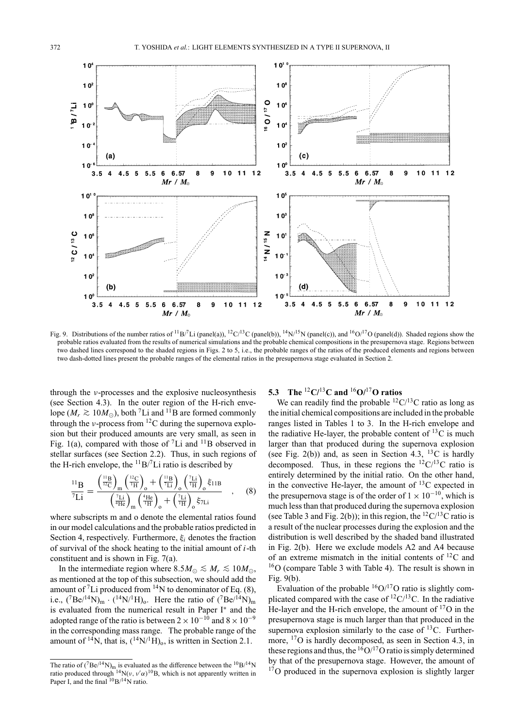Fig. 9. Distributions of the number ratios of $^{11}B/^{7}Li$ (panel(a)), $^{12}C/^{13}C$ (panel(b)), $^{14}N/^{15}N$ (panel(c)), and $^{16}O/^{17}O$ (panel(d)). Shaded regions show the probable ratios evaluated from the results of numerical simulations and the probable chemical compositions in the presupernova stage. Regions between two dashed lines correspond to the shaded regions in Figs. 2 to 5, i.e., the probable ranges of the ratios of the produced elements and regions between two dash-dotted lines present the probable ranges of the elemental ratios in the presupernova stage evaluated in Section 2.

through the $\nu$-processes and the explosive nucleosynthesis (see Section 4.3). In the outer region of the H-rich envelope ($M_r \gtrsim 10 M_\odot$), both $^7$Li and $^{11}$B are formed commonly through the $\nu$-process from $^{12}$C during the supernova explosion but their produced amounts are very small, as seen in Fig. 1(a), compared with those of $^7$Li and $^{11}$B observed in stellar surfaces (see Section 2.2). Thus, in such regions of the H-rich envelope, the $^{11}B/^{7}Li$ ratio is described by

$$\frac{^{11}\mathrm{B}}{^{7}\mathrm{Li}} = \frac{\left(\frac{^{11}\mathrm{B}}{^{12}\mathrm{C}}\right)_\mathrm{m}\left(\frac{^{12}\mathrm{C}}{^{1}\mathrm{H}}\right)_\mathrm{o} + \left(\frac{^{11}\mathrm{B}}{^{7}\mathrm{Li}}\right)_\mathrm{o}\left(\frac{^{7}\mathrm{Li}}{^{1}\mathrm{H}}\right)_\mathrm{o}\xi_{11\mathrm{B}}}{\left(\frac{^{7}\mathrm{Li}}{^{4}\mathrm{He}}\right)_\mathrm{m}\left(\frac{^{4}\mathrm{He}}{^{1}\mathrm{H}}\right)_\mathrm{o} + \left(\frac{^{7}\mathrm{Li}}{^{1}\mathrm{H}}\right)_\mathrm{o}\xi_{7\mathrm{Li}}} \quad , \quad (8)$$

where subscripts m and o denote the elemental ratios found in our model calculations and the probable ratios predicted in Section 4, respectively. Furthermore, $\xi_i$ denotes the fraction of survival of the shock heating to the initial amount of $i$-th constituent and is shown in Fig. 7(a).

In the intermediate region where $8.5 M_\odot \lesssim M_r \lesssim 10 M_\odot$, as mentioned at the top of this subsection, we should add the amount of $^7$Li produced from $^{14}$N to denominator of Eq. (8), i.e., $(^{7}\mathrm{Be}/^{14}\mathrm{N})_\mathrm{m} \cdot (^{14}\mathrm{N}/^{1}\mathrm{H})_\mathrm{o}$. Here the ratio of $(^{7}\mathrm{Be}/^{14}\mathrm{N})_\mathrm{m}$ is evaluated from the numerical result in Paper I* and the adopted range of the ratio is between $2 \times 10^{-10}$ and $8 \times 10^{-9}$ in the corresponding mass range. The probable range of the amount of $^{14}$N, that is, $(^{14}\mathrm{N}/^{1}\mathrm{H})_\mathrm{o}$, is written in Section 2.1.

The ratio of $(^{7}\mathrm{Be}/^{14}\mathrm{N})_\mathrm{m}$ is evaluated as the difference between the $^{10}B/^{14}N$ ratio produced through $^{14}N(\nu, \nu'\alpha)^{10}B$, which is not apparently written in Paper I, and the final $^{10}B/^{14}N$ ratio.

### 5.3 The $^{12}C/^{13}C$ and $^{16}O/^{17}O$ ratios

We can readily find the probable $^{12}C/^{13}C$ ratio as long as the initial chemical compositions are included in the probable ranges listed in Tables 1 to 3. In the H-rich envelope and the radiative He-layer, the probable content of $^{13}$C is much larger than that produced during the supernova explosion (see Fig. 2(b)) and, as seen in Section 4.3, $^{13}$C is hardly decomposed. Thus, in these regions the $^{12}C/^{13}C$ ratio is entirely determined by the initial ratio. On the other hand, in the convective He-layer, the amount of $^{13}$C expected in the presupernova stage is of the order of $1 \times 10^{-10}$, which is much less than that produced during the supernova explosion (see Table 3 and Fig. 2(b)); in this region, the $^{12}C/^{13}C$ ratio is a result of the nuclear processes during the explosion and the distribution is well described by the shaded band illustrated in Fig. 2(b). Here we exclude models A2 and A4 because of an extreme mismatch in the initial contents of $^{12}$C and $^{16}$O (compare Table 3 with Table 4). The result is shown in Fig. 9(b).

Evaluation of the probable $^{16}O/^{17}O$ ratio is slightly complicated compared with the case of $^{12}C/^{13}C$. In the radiative He-layer and the H-rich envelope, the amount of $^{17}$O in the presupernova stage is much larger than that produced in the supernova explosion similarly to the case of $^{13}$C. Furthermore, $^{17}$O is hardly decomposed, as seen in Section 4.3, in these regions and thus, the $^{16}O/^{17}O$ ratio is simply determined by that of the presupernova stage. However, the amount of $^{17}$O produced in the supernova explosion is slightly larger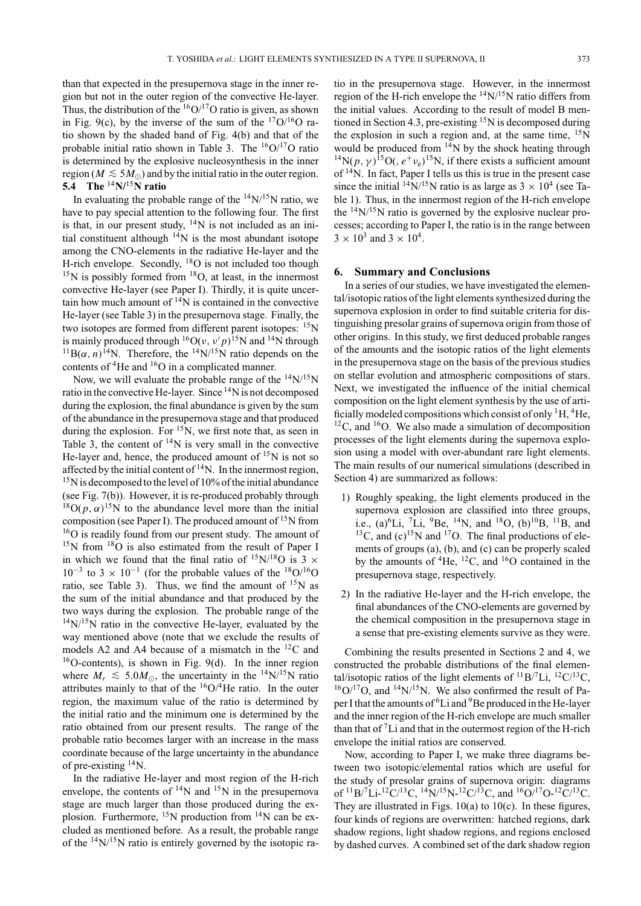than that expected in the presupernova stage in the inner region but not in the outer region of the convective He-layer. Thus, the distribution of the $^{16}O/^{17}O$ ratio is given, as shown in Fig. 9(c), by the inverse of the sum of the $^{17}O/^{16}O$ ratio shown by the shaded band of Fig. 4(b) and that of the probable initial ratio shown in Table 3. The $^{16}O/^{17}O$ ratio is determined by the explosive nucleosynthesis in the inner region ($M \lesssim 5M_{\odot}$) and by the initial ratio in the outer region.

### 5.4 The $^{14}N/^{15}N$ ratio

In evaluating the probable range of the $^{14}N/^{15}N$ ratio, we have to pay special attention to the following four. The first is that, in our present study, $^{14}N$ is not included as an initial constituent although $^{14}N$ is the most abundant isotope among the CNO-elements in the radiative He-layer and the H-rich envelope. Secondly, $^{18}O$ is not included too though $^{15}N$ is possibly formed from $^{18}O$, at least, in the innermost convective He-layer (see Paper I). Thirdly, it is quite uncertain how much amount of $^{14}N$ is contained in the convective He-layer (see Table 3) in the presupernova stage. Finally, the two isotopes are formed from different parent isotopes: $^{15}N$ is mainly produced through $^{16}O(\nu, \nu' p)^{15}N$ and $^{14}N$ through $^{11}B(\alpha, n)^{14}N$. Therefore, the $^{14}N/^{15}N$ ratio depends on the contents of $^{4}He$ and $^{16}O$ in a complicated manner.

Now, we will evaluate the probable range of the $^{14}N/^{15}N$ ratio in the convective He-layer. Since $^{14}N$ is not decomposed during the explosion, the final abundance is given by the sum of the abundance in the presupernova stage and that produced during the explosion. For $^{15}N$, we first note that, as seen in Table 3, the content of $^{14}N$ is very small in the convective He-layer and, hence, the produced amount of $^{15}N$ is not so affected by the initial content of $^{14}N$. In the innermost region, $^{15}N$ is decomposed to the level of 10% of the initial abundance (see Fig. 7(b)). However, it is re-produced probably through $^{18}O(p, \alpha)^{15}N$ to the abundance level more than the initial composition (see Paper I). The produced amount of $^{15}N$ from $^{16}O$ is readily found from our present study. The amount of $^{15}N$ from $^{18}O$ is also estimated from the result of Paper I in which we found that the final ratio of $^{15}N/^{18}O$ is $3 \times 10^{-3}$ to $3 \times 10^{-1}$ (for the probable values of the $^{18}O/^{16}O$ ratio, see Table 3). Thus, we find the amount of $^{15}N$ as the sum of the initial abundance and that produced by the two ways during the explosion. The probable range of the $^{14}N/^{15}N$ ratio in the convective He-layer, evaluated by the way mentioned above (note that we exclude the results of models A2 and A4 because of a mismatch in the $^{12}C$ and $^{16}O$-contents), is shown in Fig. 9(d). In the inner region where $M_r \lesssim 5.0M_{\odot}$, the uncertainty in the $^{14}N/^{15}N$ ratio attributes mainly to that of the $^{16}O/^{4}He$ ratio. In the outer region, the maximum value of the ratio is determined by the initial ratio and the minimum one is determined by the ratio obtained from our present results. The range of the probable ratio becomes larger with an increase in the mass coordinate because of the large uncertainty in the abundance of pre-existing $^{14}N$.

In the radiative He-layer and most region of the H-rich envelope, the contents of $^{14}N$ and $^{15}N$ in the presupernova stage are much larger than those produced during the explosion. Furthermore, $^{15}N$ production from $^{14}N$ can be excluded as mentioned before. As a result, the probable range of the $^{14}N/^{15}N$ ratio is entirely governed by the isotopic ratio in the presupernova stage. However, in the innermost region of the H-rich envelope the $^{14}N/^{15}N$ ratio differs from the initial values. According to the result of model B mentioned in Section 4.3, pre-existing $^{15}N$ is decomposed during the explosion in such a region and, at the same time, $^{15}N$ would be produced from $^{14}N$ by the shock heating through $^{14}N(p, \gamma)^{15}O(, e^{+}\nu_e)^{15}N$, if there exists a sufficient amount of $^{14}N$. In fact, Paper I tells us this is true in the present case since the initial $^{14}N/^{15}N$ ratio is as large as $3 \times 10^{4}$ (see Table 1). Thus, in the innermost region of the H-rich envelope the $^{14}N/^{15}N$ ratio is governed by the explosive nuclear processes; according to Paper I, the ratio is in the range between $3 \times 10^{3}$ and $3 \times 10^{4}$.

## 6. Summary and Conclusions

In a series of our studies, we have investigated the elemental/isotopic ratios of the light elements synthesized during the supernova explosion in order to find suitable criteria for distinguishing presolar grains of supernova origin from those of other origins. In this study, we first deduced probable ranges of the amounts and the isotopic ratios of the light elements in the presupernova stage on the basis of the previous studies on stellar evolution and atmospheric compositions of stars. Next, we investigated the influence of the initial chemical composition on the light element synthesis by the use of artificially modeled compositions which consist of only $^{1}H$, $^{4}He$, $^{12}C$, and $^{16}O$. We also made a simulation of decomposition processes of the light elements during the supernova explosion using a model with over-abundant rare light elements. The main results of our numerical simulations (described in Section 4) are summarized as follows:

1) Roughly speaking, the light elements produced in the supernova explosion are classified into three groups, i.e., (a)$^{6}Li$, $^{7}Li$, $^{9}Be$, $^{14}N$, and $^{18}O$, (b)$^{10}B$, $^{11}B$, and $^{13}C$, and (c)$^{15}N$ and $^{17}O$. The final productions of elements of groups (a), (b), and (c) can be properly scaled by the amounts of $^{4}He$, $^{12}C$, and $^{16}O$ contained in the presupernova stage, respectively.
2) In the radiative He-layer and the H-rich envelope, the final abundances of the CNO-elements are governed by the chemical composition in the presupernova stage in a sense that pre-existing elements survive as they were.

Combining the results presented in Sections 2 and 4, we constructed the probable distributions of the final elemental/isotopic ratios of the light elements of $^{11}B/^{7}Li$, $^{12}C/^{13}C$, $^{16}O/^{17}O$, and $^{14}N/^{15}N$. We also confirmed the result of Paper I that the amounts of $^{6}Li$ and $^{9}Be$ produced in the He-layer and the inner region of the H-rich envelope are much smaller than that of $^{7}Li$ and that in the outermost region of the H-rich envelope the initial ratios are conserved.

Now, according to Paper I, we make three diagrams between two isotopic/elemental ratios which are useful for the study of presolar grains of supernova origin: diagrams of $^{11}B/^{7}Li$-$^{12}C/^{13}C$, $^{14}N/^{15}N$-$^{12}C/^{13}C$, and $^{16}O/^{17}O$-$^{12}C/^{13}C$. They are illustrated in Figs. 10(a) to 10(c). In these figures, four kinds of regions are overwritten: hatched regions, dark shadow regions, light shadow regions, and regions enclosed by dashed curves. A combined set of the dark shadow region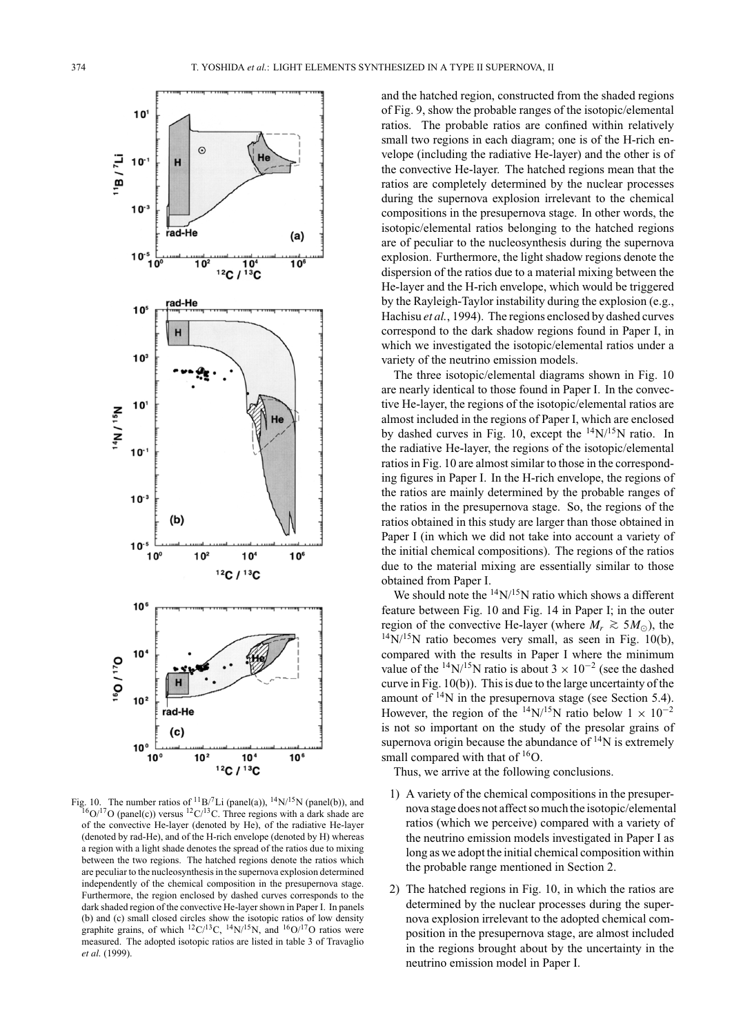Fig. 10. The number ratios of $^{11}B/^{7}Li$ (panel(a)), $^{14}N/^{15}N$ (panel(b)), and $^{16}O/^{17}O$ (panel(c)) versus $^{12}C/^{13}C$. Three regions with a dark shade are of the convective He-layer (denoted by He), of the radiative He-layer (denoted by rad-He), and of the H-rich envelope (denoted by H) whereas a region with a light shade denotes the spread of the ratios due to mixing between the two regions. The hatched regions denote the ratios which are peculiar to the nucleosynthesis in the supernova explosion determined independently of the chemical composition in the presupernova stage. Furthermore, the region enclosed by dashed curves corresponds to the dark shaded region of the convective He-layer shown in Paper I. In panels (b) and (c) small closed circles show the isotopic ratios of low density graphite grains, of which $^{12}C/^{13}C$, $^{14}N/^{15}N$, and $^{16}O/^{17}O$ ratios were measured. The adopted isotopic ratios are listed in table 3 of Travaglio *et al.* (1999).

and the hatched region, constructed from the shaded regions of Fig. 9, show the probable ranges of the isotopic/elemental ratios. The probable ratios are confined within relatively small two regions in each diagram; one is of the H-rich envelope (including the radiative He-layer) and the other is of the convective He-layer. The hatched regions mean that the ratios are completely determined by the nuclear processes during the supernova explosion irrelevant to the chemical compositions in the presupernova stage. In other words, the isotopic/elemental ratios belonging to the hatched regions are of peculiar to the nucleosynthesis during the supernova explosion. Furthermore, the light shadow regions denote the dispersion of the ratios due to a material mixing between the He-layer and the H-rich envelope, which would be triggered by the Rayleigh-Taylor instability during the explosion (e.g., Hachisu *et al.*, 1994). The regions enclosed by dashed curves correspond to the dark shadow regions found in Paper I, in which we investigated the isotopic/elemental ratios under a variety of the neutrino emission models.

The three isotopic/elemental diagrams shown in Fig. 10 are nearly identical to those found in Paper I. In the convective He-layer, the regions of the isotopic/elemental ratios are almost included in the regions of Paper I, which are enclosed by dashed curves in Fig. 10, except the $^{14}N/^{15}N$ ratio. In the radiative He-layer, the regions of the isotopic/elemental ratios in Fig. 10 are almost similar to those in the corresponding figures in Paper I. In the H-rich envelope, the regions of the ratios are mainly determined by the probable ranges of the ratios in the presupernova stage. So, the regions of the ratios obtained in this study are larger than those obtained in Paper I (in which we did not take into account a variety of the initial chemical compositions). The regions of the ratios due to the material mixing are essentially similar to those obtained from Paper I.

We should note the $^{14}N/^{15}N$ ratio which shows a different feature between Fig. 10 and Fig. 14 in Paper I; in the outer region of the convective He-layer (where $M_r \gtrsim 5M_\odot$), the $^{14}N/^{15}N$ ratio becomes very small, as seen in Fig. 10(b), compared with the results in Paper I where the minimum value of the $^{14}N/^{15}N$ ratio is about $3 \times 10^{-2}$ (see the dashed curve in Fig. 10(b)). This is due to the large uncertainty of the amount of $^{14}N$ in the presupernova stage (see Section 5.4). However, the region of the $^{14}N/^{15}N$ ratio below $1 \times 10^{-2}$ is not so important on the study of the presolar grains of supernova origin because the abundance of $^{14}N$ is extremely small compared with that of $^{16}O$.

Thus, we arrive at the following conclusions.

1) A variety of the chemical compositions in the presupernova stage does not affect so much the isotopic/elemental ratios (which we perceive) compared with a variety of the neutrino emission models investigated in Paper I as long as we adopt the initial chemical composition within the probable range mentioned in Section 2.

2) The hatched regions in Fig. 10, in which the ratios are determined by the nuclear processes during the supernova explosion irrelevant to the adopted chemical composition in the presupernova stage, are almost included in the regions brought about by the uncertainty in the neutrino emission model in Paper I.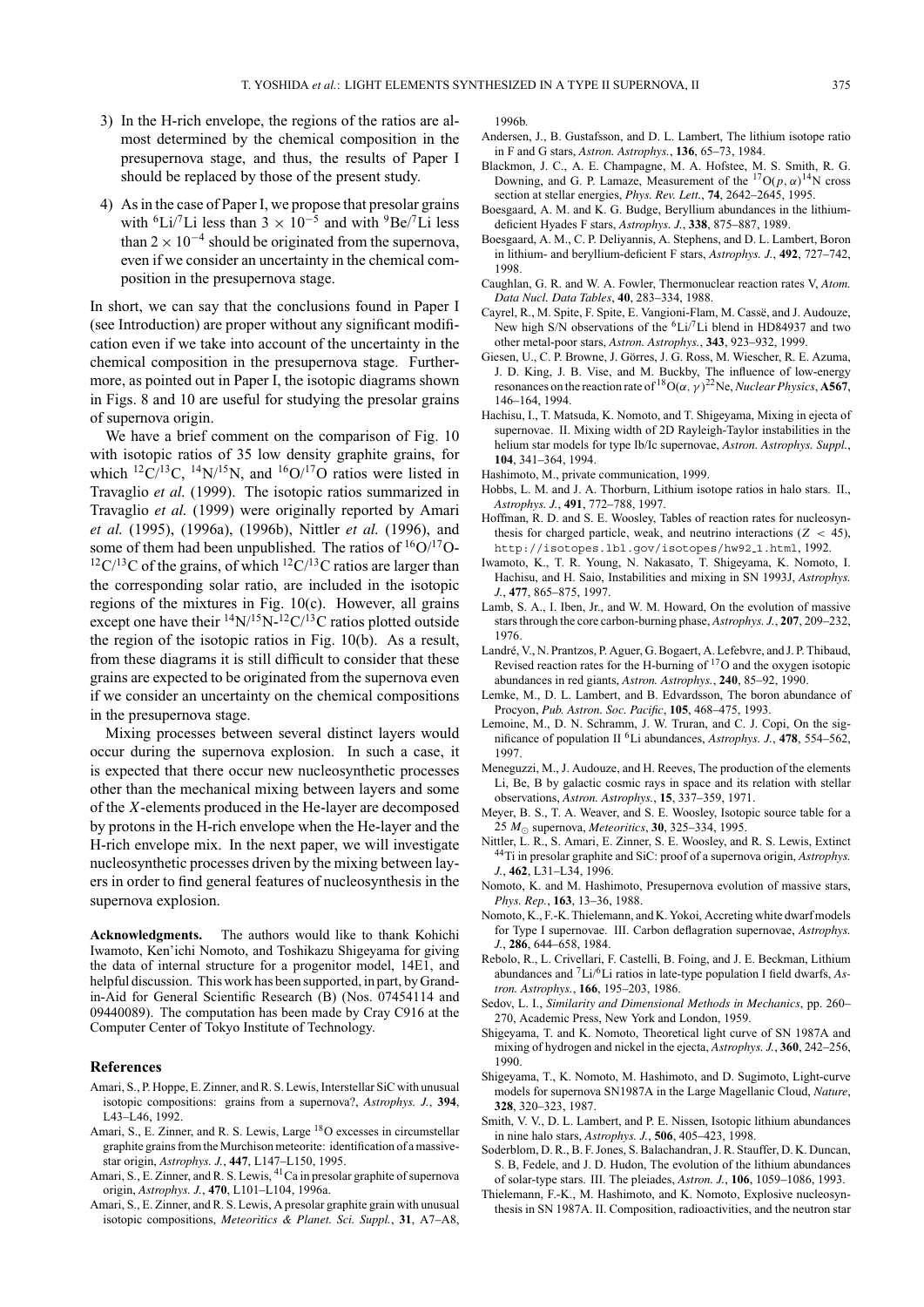3) In the H-rich envelope, the regions of the ratios are almost determined by the chemical composition in the presupernova stage, and thus, the results of Paper I should be replaced by those of the present study.

4) As in the case of Paper I, we propose that presolar grains with $^{6}$Li/$^{7}$Li less than $3 \times 10^{-5}$ and with $^{9}$Be/$^{7}$Li less than $2 \times 10^{-4}$ should be originated from the supernova, even if we consider an uncertainty in the chemical composition in the presupernova stage.

In short, we can say that the conclusions found in Paper I (see Introduction) are proper without any significant modification even if we take into account of the uncertainty in the chemical composition in the presupernova stage. Furthermore, as pointed out in Paper I, the isotopic diagrams shown in Figs. 8 and 10 are useful for studying the presolar grains of supernova origin.

We have a brief comment on the comparison of Fig. 10 with isotopic ratios of 35 low density graphite grains, for which $^{12}$C/$^{13}$C, $^{14}$N/$^{15}$N, and $^{16}$O/$^{17}$O ratios were listed in Travaglio *et al.* (1999). The isotopic ratios summarized in Travaglio *et al.* (1999) were originally reported by Amari *et al.* (1995), (1996a), (1996b), Nittler *et al.* (1996), and some of them had been unpublished. The ratios of $^{16}$O/$^{17}$O-$^{12}$C/$^{13}$C of the grains, of which $^{12}$C/$^{13}$C ratios are larger than the corresponding solar ratio, are included in the isotopic regions of the mixtures in Fig. 10(c). However, all grains except one have their $^{14}$N/$^{15}$N-$^{12}$C/$^{13}$C ratios plotted outside the region of the isotopic ratios in Fig. 10(b). As a result, from these diagrams it is still difficult to consider that these grains are expected to be originated from the supernova even if we consider an uncertainty on the chemical compositions in the presupernova stage.

Mixing processes between several distinct layers would occur during the supernova explosion. In such a case, it is expected that there occur new nucleosynthetic processes other than the mechanical mixing between layers and some of the $X$-elements produced in the He-layer are decomposed by protons in the H-rich envelope when the He-layer and the H-rich envelope mix. In the next paper, we will investigate nucleosynthetic processes driven by the mixing between layers in order to find general features of nucleosynthesis in the supernova explosion.

**Acknowledgments.** The authors would like to thank Kohichi Iwamoto, Ken'ichi Nomoto, and Toshikazu Shigeyama for giving the data of internal structure for a progenitor model, 14E1, and helpful discussion. This work has been supported, in part, by Grand-in-Aid for General Scientific Research (B) (Nos. 07454114 and 09440089). The computation has been made by Cray C916 at the Computer Center of Tokyo Institute of Technology.

## References

Amari, S., P. Hoppe, E. Zinner, and R. S. Lewis, Interstellar SiC with unusual isotopic compositions: grains from a supernova?, *Astrophys. J.*, **394**, L43–L46, 1992.

Amari, S., E. Zinner, and R. S. Lewis, Large $^{18}$O excesses in circumstellar graphite grains from the Murchison meteorite: identification of a massive-star origin, *Astrophys. J.*, **447**, L147–L150, 1995.

Amari, S., E. Zinner, and R. S. Lewis, $^{41}$Ca in presolar graphite of supernova origin, *Astrophys. J.*, **470**, L101–L104, 1996a.

Amari, S., E. Zinner, and R. S. Lewis, A presolar graphite grain with unusual isotopic compositions, *Meteoritics & Planet. Sci. Suppl.*, **31**, A7–A8, 1996b.

Andersen, J., B. Gustafsson, and D. L. Lambert, The lithium isotope ratio in F and G stars, *Astron. Astrophys.*, **136**, 65–73, 1984.

Blackmon, J. C., A. E. Champagne, M. A. Hofstee, M. S. Smith, R. G. Downing, and G. P. Lamaze, Measurement of the $^{17}$O$(p, \alpha)^{14}$N cross section at stellar energies, *Phys. Rev. Lett.*, **74**, 2642–2645, 1995.

Boesgaard, A. M. and K. G. Budge, Beryllium abundances in the lithium-deficient Hyades F stars, *Astrophys. J.*, **338**, 875–887, 1989.

Boesgaard, A. M., C. P. Deliyannis, A. Stephens, and D. L. Lambert, Boron in lithium- and beryllium-deficient F stars, *Astrophys. J.*, **492**, 727–742, 1998.

Caughlan, G. R. and W. A. Fowler, Thermonuclear reaction rates V, *Atom. Data Nucl. Data Tables*, **40**, 283–334, 1988.

Cayrel, R., M. Spite, F. Spite, E. Vangioni-Flam, M. Cassë, and J. Audouze, New high S/N observations of the $^{6}$Li/$^{7}$Li blend in HD84937 and two other metal-poor stars, *Astron. Astrophys.*, **343**, 923–932, 1999.

Giesen, U., C. P. Browne, J. Görres, J. G. Ross, M. Wiescher, R. E. Azuma, J. D. King, J. B. Vise, and M. Buckby, The influence of low-energy resonances on the reaction rate of $^{18}$O$(\alpha, \gamma)^{22}$Ne, *Nuclear Physics*, **A567**, 146–164, 1994.

Hachisu, I., T. Matsuda, K. Nomoto, and T. Shigeyama, Mixing in ejecta of supernovae. II. Mixing width of 2D Rayleigh-Taylor instabilities in the helium star models for type Ib/Ic supernovae, *Astron. Astrophys. Suppl.*, **104**, 341–364, 1994.

Hashimoto, M., private communication, 1999.

Hobbs, L. M. and J. A. Thorburn, Lithium isotope ratios in halo stars. II., *Astrophys. J.*, **491**, 772–788, 1997.

Hoffman, R. D. and S. E. Woosley, Tables of reaction rates for nucleosynthesis for charged particle, weak, and neutrino interactions ($Z < 45$), `http://isotopes.lbl.gov/isotopes/hw92_1.html`, 1992.

Iwamoto, K., T. R. Young, N. Nakasato, T. Shigeyama, K. Nomoto, I. Hachisu, and H. Saio, Instabilities and mixing in SN 1993J, *Astrophys. J.*, **477**, 865–875, 1997.

Lamb, S. A., I. Iben, Jr., and W. M. Howard, On the evolution of massive stars through the core carbon-burning phase, *Astrophys. J.*, **207**, 209–232, 1976.

Landré, V., N. Prantzos, P. Aguer, G. Bogaert, A. Lefebvre, and J. P. Thibaud, Revised reaction rates for the H-burning of $^{17}$O and the oxygen isotopic abundances in red giants, *Astron. Astrophys.*, **240**, 85–92, 1990.

Lemke, M., D. L. Lambert, and B. Edvardsson, The boron abundance of Procyon, *Pub. Astron. Soc. Pacific*, **105**, 468–475, 1993.

Lemoine, M., D. N. Schramm, J. W. Truran, and C. J. Copi, On the significance of population II $^{6}$Li abundances, *Astrophys. J.*, **478**, 554–562, 1997.

Meneguzzi, M., J. Audouze, and H. Reeves, The production of the elements Li, Be, B by galactic cosmic rays in space and its relation with stellar observations, *Astron. Astrophys.*, **15**, 337–359, 1971.

Meyer, B. S., T. A. Weaver, and S. E. Woosley, Isotopic source table for a 25 $M_{\odot}$ supernova, *Meteoritics*, **30**, 325–334, 1995.

Nittler, L. R., S. Amari, E. Zinner, S. E. Woosley, and R. S. Lewis, Extinct $^{44}$Ti in presolar graphite and SiC: proof of a supernova origin, *Astrophys. J.*, **462**, L31–L34, 1996.

Nomoto, K. and M. Hashimoto, Presupernova evolution of massive stars, *Phys. Rep.*, **163**, 13–36, 1988.

Nomoto, K., F.-K. Thielemann, and K. Yokoi, Accreting white dwarf models for Type I supernovae. III. Carbon deflagration supernovae, *Astrophys. J.*, **286**, 644–658, 1984.

Rebolo, R., L. Crivellari, F. Castelli, B. Foing, and J. E. Beckman, Lithium abundances and $^{7}$Li/$^{6}$Li ratios in late-type population I field dwarfs, *Astron. Astrophys.*, **166**, 195–203, 1986.

Sedov, L. I., *Similarity and Dimensional Methods in Mechanics*, pp. 260–270, Academic Press, New York and London, 1959.

Shigeyama, T. and K. Nomoto, Theoretical light curve of SN 1987A and mixing of hydrogen and nickel in the ejecta, *Astrophys. J.*, **360**, 242–256, 1990.

Shigeyama, T., K. Nomoto, M. Hashimoto, and D. Sugimoto, Light-curve models for supernova SN1987A in the Large Magellanic Cloud, *Nature*, **328**, 320–323, 1987.

Smith, V. V., D. L. Lambert, and P. E. Nissen, Isotopic lithium abundances in nine halo stars, *Astrophys. J.*, **506**, 405–423, 1998.

Soderblom, D. R., B. F. Jones, S. Balachandran, J. R. Stauffer, D. K. Duncan, S. B. Fedele, and J. D. Hudon, The evolution of the lithium abundances of solar-type stars. III. The pleiades, *Astron. J.*, **106**, 1059–1086, 1993.

Thielemann, F.-K., M. Hashimoto, and K. Nomoto, Explosive nucleosynthesis in SN 1987A. II. Composition, radioactivities, and the neutron star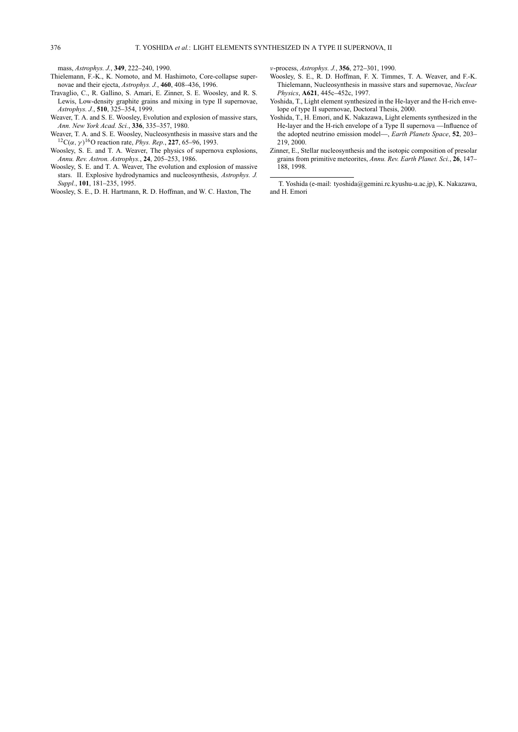mass, *Astrophys. J.*, **349**, 222–240, 1990.

Thielemann, F.-K., K. Nomoto, and M. Hashimoto, Core-collapse supernovae and their ejecta, *Astrophys. J.*, **460**, 408–436, 1996.

Travaglio, C., R. Gallino, S. Amari, E. Zinner, S. E. Woosley, and R. S. Lewis, Low-density graphite grains and mixing in type II supernovae, *Astrophys. J.*, **510**, 325–354, 1999.

Weaver, T. A. and S. E. Woosley, Evolution and explosion of massive stars, *Ann. New York Acad. Sci.*, **336**, 335–357, 1980.

Weaver, T. A. and S. E. Woosley, Nucleosynthesis in massive stars and the $^{12}C(\alpha, \gamma)^{16}O$ reaction rate, *Phys. Rep.*, **227**, 65–96, 1993.

Woosley, S. E. and T. A. Weaver, The physics of supernova explosions, *Annu. Rev. Astron. Astrophys.*, **24**, 205–253, 1986.

Woosley, S. E. and T. A. Weaver, The evolution and explosion of massive stars. II. Explosive hydrodynamics and nucleosynthesis, *Astrophys. J. Suppl.*, **101**, 181–235, 1995.

Woosley, S. E., D. H. Hartmann, R. D. Hoffman, and W. C. Haxton, The $\nu$-process, *Astrophys. J.*, **356**, 272–301, 1990.

Woosley, S. E., R. D. Hoffman, F. X. Timmes, T. A. Weaver, and F.-K. Thielemann, Nucleosynthesis in massive stars and supernovae, *Nuclear Physics*, **A621**, 445c–452c, 1997.

Yoshida, T., Light element synthesized in the He-layer and the H-rich envelope of type II supernovae, Doctoral Thesis, 2000.

Yoshida, T., H. Emori, and K. Nakazawa, Light elements synthesized in the He-layer and the H-rich envelope of a Type II supernova —Influence of the adopted neutrino emission model—, *Earth Planets Space*, **52**, 203–219, 2000.

Zinner, E., Stellar nucleosynthesis and the isotopic composition of presolar grains from primitive meteorites, *Annu. Rev. Earth Planet. Sci.*, **26**, 147–188, 1998.

---

T. Yoshida (e-mail: tyoshida@gemini.rc.kyushu-u.ac.jp), K. Nakazawa, and H. Emori